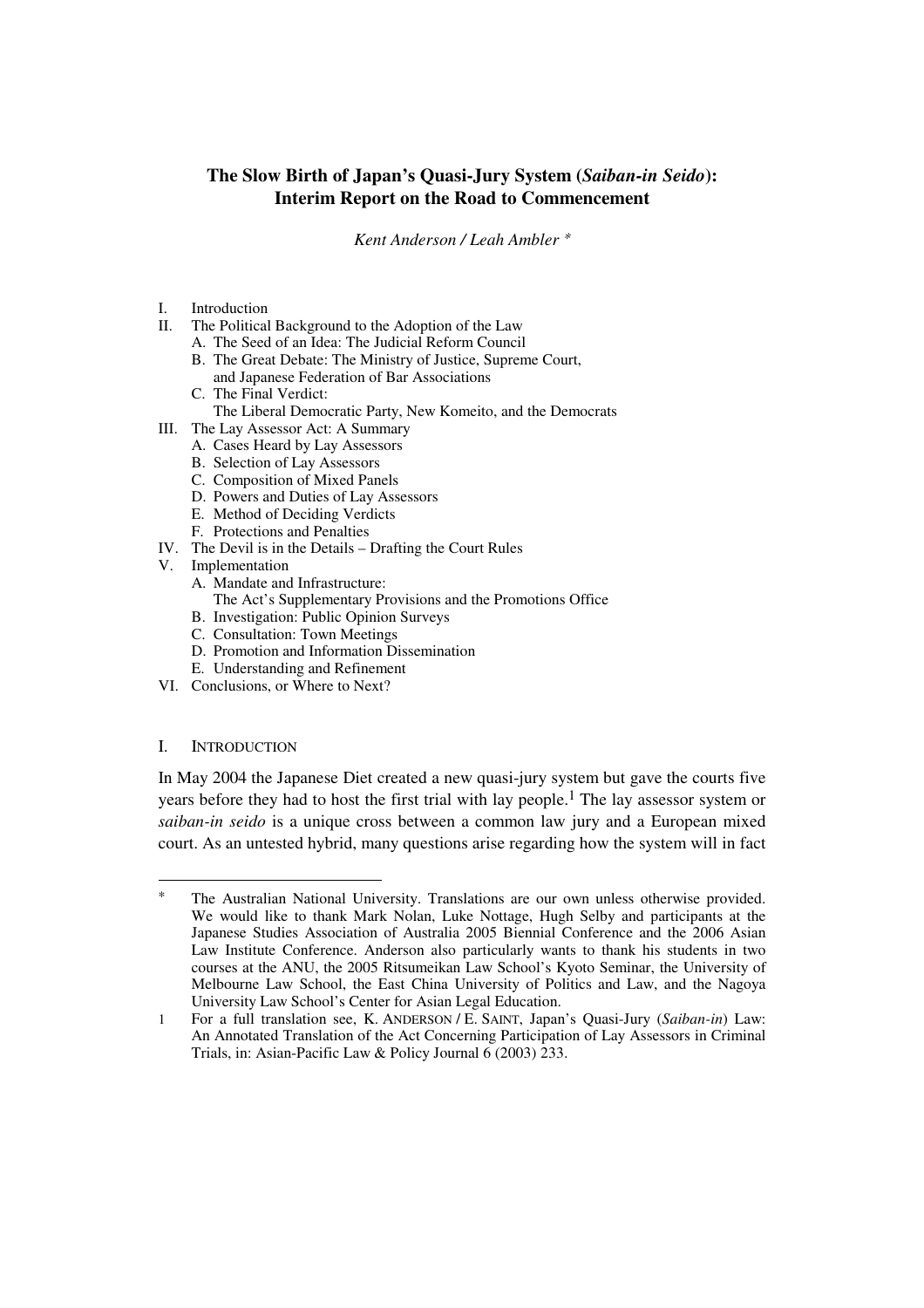# The Slow Birth of Japan's Quasi-Jury System (*Saiban-in Seido*): Interim Report on the Road to Commencement

*Kent Anderson / Leah Ambler \**

I. Introduction
II. The Political Background to the Adoption of the Law
   A. The Seed of an Idea: The Judicial Reform Council
   B. The Great Debate: The Ministry of Justice, Supreme Court, and Japanese Federation of Bar Associations
   C. The Final Verdict: The Liberal Democratic Party, New Komeito, and the Democrats
III. The Lay Assessor Act: A Summary
   A. Cases Heard by Lay Assessors
   B. Selection of Lay Assessors
   C. Composition of Mixed Panels
   D. Powers and Duties of Lay Assessors
   E. Method of Deciding Verdicts
   F. Protections and Penalties
IV. The Devil is in the Details – Drafting the Court Rules
V. Implementation
   A. Mandate and Infrastructure: The Act's Supplementary Provisions and the Promotions Office
   B. Investigation: Public Opinion Surveys
   C. Consultation: Town Meetings
   D. Promotion and Information Dissemination
   E. Understanding and Refinement
VI. Conclusions, or Where to Next?

## I. Introduction

In May 2004 the Japanese Diet created a new quasi-jury system but gave the courts five years before they had to host the first trial with lay people.[1] The lay assessor system or *saiban-in seido* is a unique cross between a common law jury and a European mixed court. As an untested hybrid, many questions arise regarding how the system will in fact

---

\* The Australian National University. Translations are our own unless otherwise provided. We would like to thank Mark Nolan, Luke Nottage, Hugh Selby and participants at the Japanese Studies Association of Australia 2005 Biennial Conference and the 2006 Asian Law Institute Conference. Anderson also particularly wants to thank his students in two courses at the ANU, the 2005 Ritsumeikan Law School's Kyoto Seminar, the University of Melbourne Law School, the East China University of Politics and Law, and the Nagoya University Law School's Center for Asian Legal Education.

1 For a full translation see, K. ANDERSON / E. SAINT, Japan's Quasi-Jury (*Saiban-in*) Law: An Annotated Translation of the Act Concerning Participation of Lay Assessors in Criminal Trials, in: Asian-Pacific Law & Policy Journal 6 (2003) 233.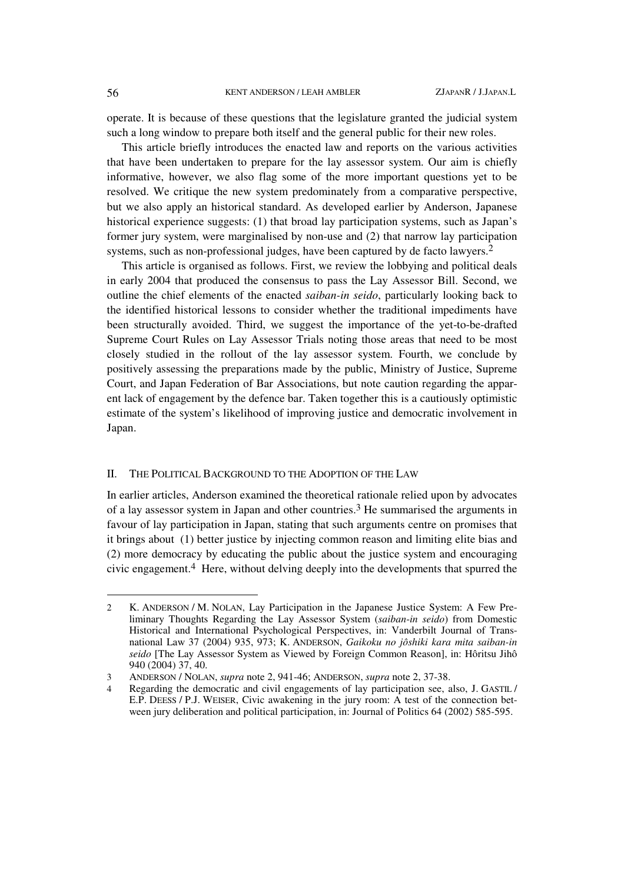operate. It is because of these questions that the legislature granted the judicial system such a long window to prepare both itself and the general public for their new roles.

This article briefly introduces the enacted law and reports on the various activities that have been undertaken to prepare for the lay assessor system. Our aim is chiefly informative, however, we also flag some of the more important questions yet to be resolved. We critique the new system predominately from a comparative perspective, but we also apply an historical standard. As developed earlier by Anderson, Japanese historical experience suggests: (1) that broad lay participation systems, such as Japan's former jury system, were marginalised by non-use and (2) that narrow lay participation systems, such as non-professional judges, have been captured by de facto lawyers.[2]

This article is organised as follows. First, we review the lobbying and political deals in early 2004 that produced the consensus to pass the Lay Assessor Bill. Second, we outline the chief elements of the enacted *saiban-in seido*, particularly looking back to the identified historical lessons to consider whether the traditional impediments have been structurally avoided. Third, we suggest the importance of the yet-to-be-drafted Supreme Court Rules on Lay Assessor Trials noting those areas that need to be most closely studied in the rollout of the lay assessor system. Fourth, we conclude by positively assessing the preparations made by the public, Ministry of Justice, Supreme Court, and Japan Federation of Bar Associations, but note caution regarding the apparent lack of engagement by the defence bar. Taken together this is a cautiously optimistic estimate of the system's likelihood of improving justice and democratic involvement in Japan.

## II. THE POLITICAL BACKGROUND TO THE ADOPTION OF THE LAW

In earlier articles, Anderson examined the theoretical rationale relied upon by advocates of a lay assessor system in Japan and other countries.[3] He summarised the arguments in favour of lay participation in Japan, stating that such arguments centre on promises that it brings about (1) better justice by injecting common reason and limiting elite bias and (2) more democracy by educating the public about the justice system and encouraging civic engagement.[4] Here, without delving deeply into the developments that spurred the

---

2 K. ANDERSON / M. NOLAN, Lay Participation in the Japanese Justice System: A Few Preliminary Thoughts Regarding the Lay Assessor System (*saiban-in seido*) from Domestic Historical and International Psychological Perspectives, in: Vanderbilt Journal of Transnational Law 37 (2004) 935, 973; K. ANDERSON, *Gaikoku no jôshiki kara mita saiban-in seido* [The Lay Assessor System as Viewed by Foreign Common Reason], in: Hôritsu Jihô 940 (2004) 37, 40.

3 ANDERSON / NOLAN, *supra* note 2, 941-46; ANDERSON, *supra* note 2, 37-38.

4 Regarding the democratic and civil engagements of lay participation see, also, J. GASTIL / E.P. DEESS / P.J. WEISER, Civic awakening in the jury room: A test of the connection between jury deliberation and political participation, in: Journal of Politics 64 (2002) 585-595.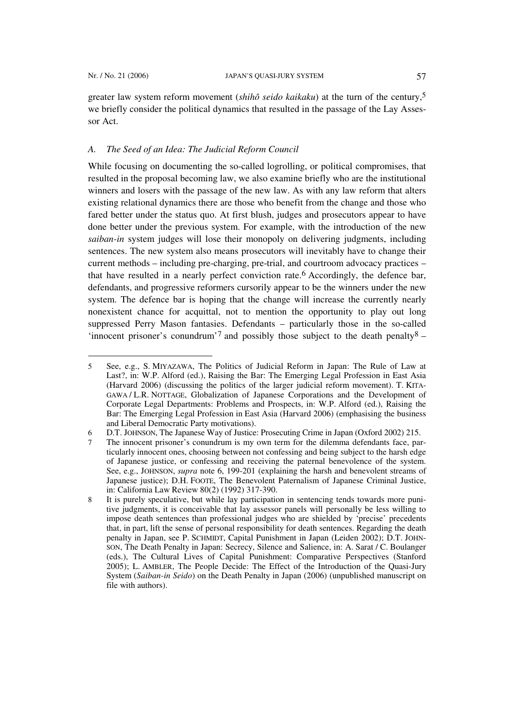greater law system reform movement (*shihô seido kaikaku*) at the turn of the century,[5] we briefly consider the political dynamics that resulted in the passage of the Lay Assessor Act.

### A. The Seed of an Idea: The Judicial Reform Council

While focusing on documenting the so-called logrolling, or political compromises, that resulted in the proposal becoming law, we also examine briefly who are the institutional winners and losers with the passage of the new law. As with any law reform that alters existing relational dynamics there are those who benefit from the change and those who fared better under the status quo. At first blush, judges and prosecutors appear to have done better under the previous system. For example, with the introduction of the new *saiban-in* system judges will lose their monopoly on delivering judgments, including sentences. The new system also means prosecutors will inevitably have to change their current methods – including pre-charging, pre-trial, and courtroom advocacy practices – that have resulted in a nearly perfect conviction rate.[6] Accordingly, the defence bar, defendants, and progressive reformers cursorily appear to be the winners under the new system. The defence bar is hoping that the change will increase the currently nearly nonexistent chance for acquittal, not to mention the opportunity to play out long suppressed Perry Mason fantasies. Defendants – particularly those in the so-called 'innocent prisoner's conundrum'[7] and possibly those subject to the death penalty[8] –

---

5 See, e.g., S. MIYAZAWA, The Politics of Judicial Reform in Japan: The Rule of Law at Last?, in: W.P. Alford (ed.), Raising the Bar: The Emerging Legal Profession in East Asia (Harvard 2006) (discussing the politics of the larger judicial reform movement). T. KITAGAWA / L.R. NOTTAGE, Globalization of Japanese Corporations and the Development of Corporate Legal Departments: Problems and Prospects, in: W.P. Alford (ed.), Raising the Bar: The Emerging Legal Profession in East Asia (Harvard 2006) (emphasising the business and Liberal Democratic Party motivations).

6 D.T. JOHNSON, The Japanese Way of Justice: Prosecuting Crime in Japan (Oxford 2002) 215.

7 The innocent prisoner's conundrum is my own term for the dilemma defendants face, particularly innocent ones, choosing between not confessing and being subject to the harsh edge of Japanese justice, or confessing and receiving the paternal benevolence of the system. See, e.g., JOHNSON, *supra* note 6, 199-201 (explaining the harsh and benevolent streams of Japanese justice); D.H. FOOTE, The Benevolent Paternalism of Japanese Criminal Justice, in: California Law Review 80(2) (1992) 317-390.

8 It is purely speculative, but while lay participation in sentencing tends towards more punitive judgments, it is conceivable that lay assessor panels will personally be less willing to impose death sentences than professional judges who are shielded by 'precise' precedents that, in part, lift the sense of personal responsibility for death sentences. Regarding the death penalty in Japan, see P. SCHMIDT, Capital Punishment in Japan (Leiden 2002); D.T. JOHNSON, The Death Penalty in Japan: Secrecy, Silence and Salience, in: A. Sarat / C. Boulanger (eds.), The Cultural Lives of Capital Punishment: Comparative Perspectives (Stanford 2005); L. AMBLER, The People Decide: The Effect of the Introduction of the Quasi-Jury System (*Saiban-in Seido*) on the Death Penalty in Japan (2006) (unpublished manuscript on file with authors).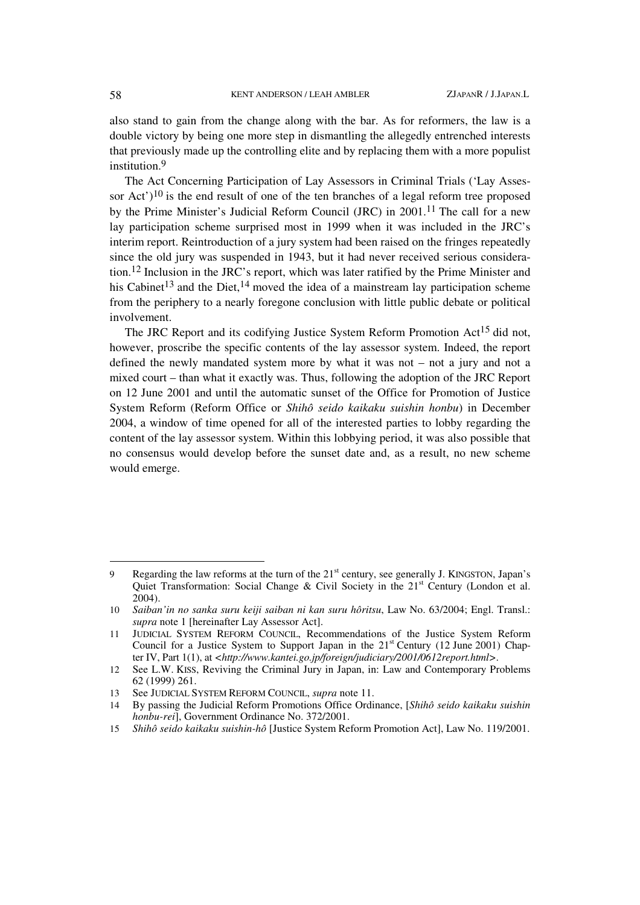also stand to gain from the change along with the bar. As for reformers, the law is a double victory by being one more step in dismantling the allegedly entrenched interests that previously made up the controlling elite and by replacing them with a more populist institution.[9]

The Act Concerning Participation of Lay Assessors in Criminal Trials ('Lay Assessor Act')[10] is the end result of one of the ten branches of a legal reform tree proposed by the Prime Minister's Judicial Reform Council (JRC) in 2001.[11] The call for a new lay participation scheme surprised most in 1999 when it was included in the JRC's interim report. Reintroduction of a jury system had been raised on the fringes repeatedly since the old jury was suspended in 1943, but it had never received serious consideration.[12] Inclusion in the JRC's report, which was later ratified by the Prime Minister and his Cabinet[13] and the Diet,[14] moved the idea of a mainstream lay participation scheme from the periphery to a nearly foregone conclusion with little public debate or political involvement.

The JRC Report and its codifying Justice System Reform Promotion Act[15] did not, however, proscribe the specific contents of the lay assessor system. Indeed, the report defined the newly mandated system more by what it was not – not a jury and not a mixed court – than what it exactly was. Thus, following the adoption of the JRC Report on 12 June 2001 and until the automatic sunset of the Office for Promotion of Justice System Reform (Reform Office or *Shihô seido kaikaku suishin honbu*) in December 2004, a window of time opened for all of the interested parties to lobby regarding the content of the lay assessor system. Within this lobbying period, it was also possible that no consensus would develop before the sunset date and, as a result, no new scheme would emerge.

---

9 Regarding the law reforms at the turn of the 21st century, see generally J. KINGSTON, Japan's Quiet Transformation: Social Change & Civil Society in the 21st Century (London et al. 2004).

10 *Saiban'in no sanka suru keiji saiban ni kan suru hôritsu*, Law No. 63/2004; Engl. Transl.: *supra* note 1 [hereinafter Lay Assessor Act].

11 JUDICIAL SYSTEM REFORM COUNCIL, Recommendations of the Justice System Reform Council for a Justice System to Support Japan in the 21st Century (12 June 2001) Chapter IV, Part 1(1), at <*http://www.kantei.go.jp/foreign/judiciary/2001/0612report.html*>.

12 See L.W. KISS, Reviving the Criminal Jury in Japan, in: Law and Contemporary Problems 62 (1999) 261.

13 See JUDICIAL SYSTEM REFORM COUNCIL, *supra* note 11.

14 By passing the Judicial Reform Promotions Office Ordinance, [*Shihô seido kaikaku suishin honbu-rei*], Government Ordinance No. 372/2001.

15 *Shihô seido kaikaku suishin-hô* [Justice System Reform Promotion Act], Law No. 119/2001.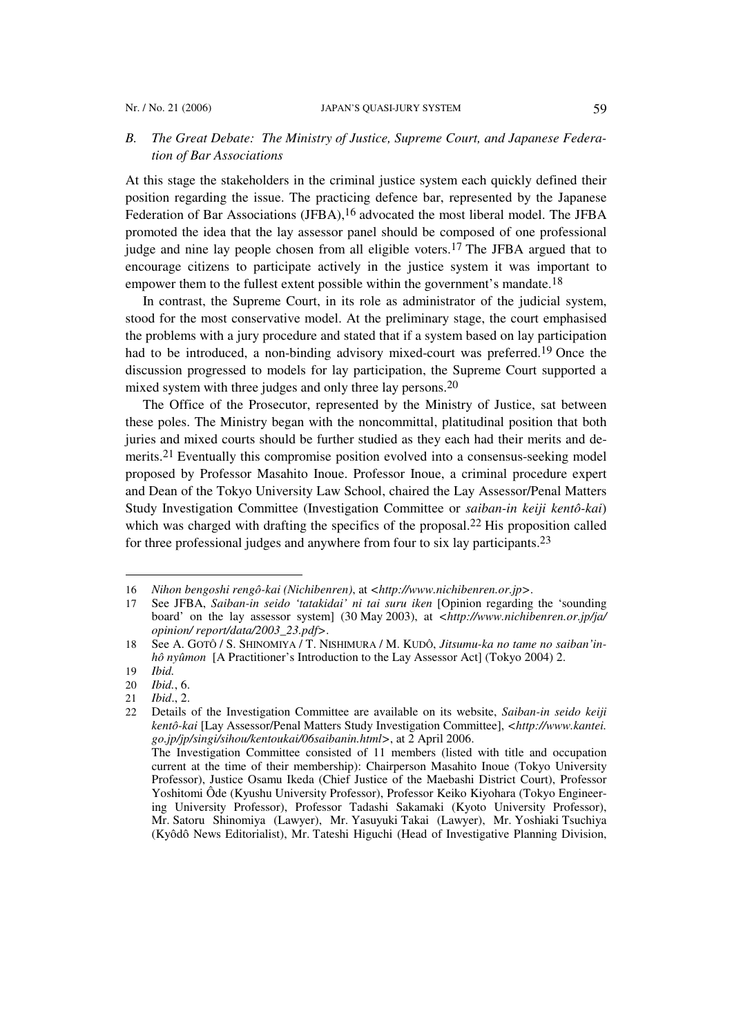### *B. The Great Debate: The Ministry of Justice, Supreme Court, and Japanese Federation of Bar Associations*

At this stage the stakeholders in the criminal justice system each quickly defined their position regarding the issue. The practicing defence bar, represented by the Japanese Federation of Bar Associations (JFBA),[16] advocated the most liberal model. The JFBA promoted the idea that the lay assessor panel should be composed of one professional judge and nine lay people chosen from all eligible voters.[17] The JFBA argued that to encourage citizens to participate actively in the justice system it was important to empower them to the fullest extent possible within the government's mandate.[18]

In contrast, the Supreme Court, in its role as administrator of the judicial system, stood for the most conservative model. At the preliminary stage, the court emphasised the problems with a jury procedure and stated that if a system based on lay participation had to be introduced, a non-binding advisory mixed-court was preferred.[19] Once the discussion progressed to models for lay participation, the Supreme Court supported a mixed system with three judges and only three lay persons.[20]

The Office of the Prosecutor, represented by the Ministry of Justice, sat between these poles. The Ministry began with the noncommittal, platitudinal position that both juries and mixed courts should be further studied as they each had their merits and demerits.[21] Eventually this compromise position evolved into a consensus-seeking model proposed by Professor Masahito Inoue. Professor Inoue, a criminal procedure expert and Dean of the Tokyo University Law School, chaired the Lay Assessor/Penal Matters Study Investigation Committee (Investigation Committee or *saiban-in keiji kentô-kai*) which was charged with drafting the specifics of the proposal.[22] His proposition called for three professional judges and anywhere from four to six lay participants.[23]

---

16 *Nihon bengoshi rengô-kai (Nichibenren)*, at <*http://www.nichibenren.or.jp*>.

17 See JFBA, *Saiban-in seido 'tatakidai' ni tai suru iken* [Opinion regarding the 'sounding board' on the lay assessor system] (30 May 2003), at <*http://www.nichibenren.or.jp/ja/opinion/ report/data/2003_23.pdf*>.

18 See A. GOTÔ / S. SHINOMIYA / T. NISHIMURA / M. KUDÔ, *Jitsumu-ka no tame no saiban'in-hô nyûmon* [A Practitioner's Introduction to the Lay Assessor Act] (Tokyo 2004) 2.

19 *Ibid.*

20 *Ibid.*, 6.

21 *Ibid.*, 2.

22 Details of the Investigation Committee are available on its website, *Saiban-in seido keiji kentô-kai* [Lay Assessor/Penal Matters Study Investigation Committee], <*http://www.kantei.go.jp/jp/singi/sihou/kentoukai/06saibanin.html*>, at 2 April 2006.
The Investigation Committee consisted of 11 members (listed with title and occupation current at the time of their membership): Chairperson Masahito Inoue (Tokyo University Professor), Justice Osamu Ikeda (Chief Justice of the Maebashi District Court), Professor Yoshitomi Ôde (Kyushu University Professor), Professor Keiko Kiyohara (Tokyo Engineering University Professor), Professor Tadashi Sakamaki (Kyoto University Professor), Mr. Satoru Shinomiya (Lawyer), Mr. Yasuyuki Takai (Lawyer), Mr. Yoshiaki Tsuchiya (Kyôdô News Editorialist), Mr. Tateshi Higuchi (Head of Investigative Planning Division,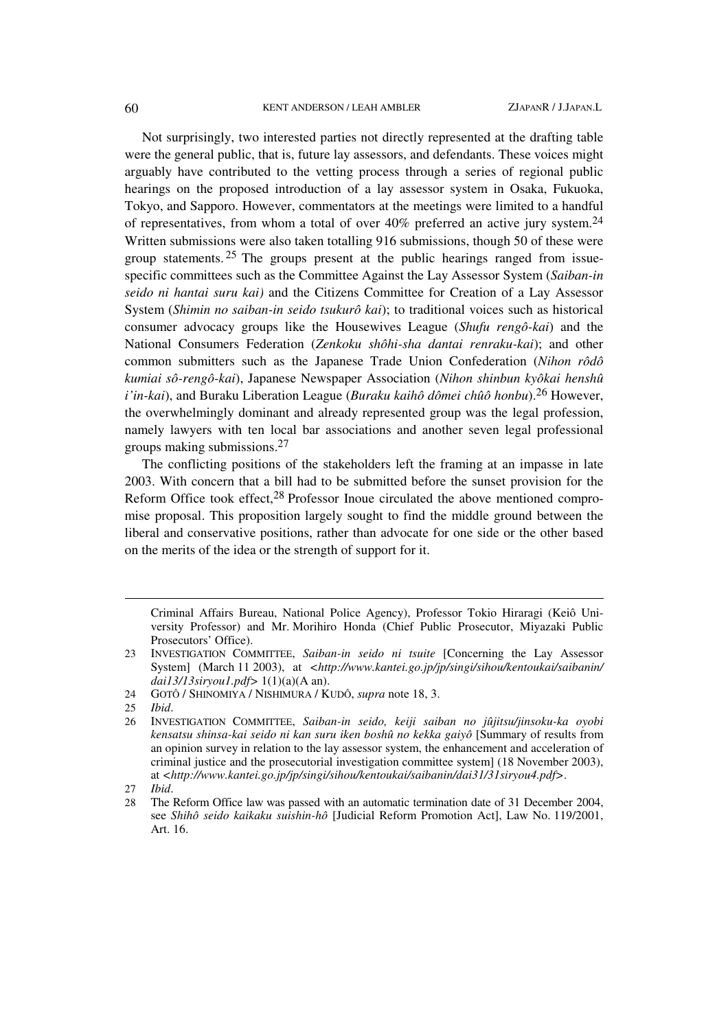Not surprisingly, two interested parties not directly represented at the drafting table were the general public, that is, future lay assessors, and defendants. These voices might arguably have contributed to the vetting process through a series of regional public hearings on the proposed introduction of a lay assessor system in Osaka, Fukuoka, Tokyo, and Sapporo. However, commentators at the meetings were limited to a handful of representatives, from whom a total of over 40% preferred an active jury system.[24] Written submissions were also taken totalling 916 submissions, though 50 of these were group statements.[25] The groups present at the public hearings ranged from issue-specific committees such as the Committee Against the Lay Assessor System (*Saiban-in seido ni hantai suru kai)* and the Citizens Committee for Creation of a Lay Assessor System (*Shimin no saiban-in seido tsukurô kai*); to traditional voices such as historical consumer advocacy groups like the Housewives League (*Shufu rengô-kai*) and the National Consumers Federation (*Zenkoku shôhi-sha dantai renraku-kai*); and other common submitters such as the Japanese Trade Union Confederation (*Nihon rôdô kumiai sô-rengô-kai*), Japanese Newspaper Association (*Nihon shinbun kyôkai henshû i'in-kai*), and Buraku Liberation League (*Buraku kaihô dômei chûô honbu*).[26] However, the overwhelmingly dominant and already represented group was the legal profession, namely lawyers with ten local bar associations and another seven legal professional groups making submissions.[27]

The conflicting positions of the stakeholders left the framing at an impasse in late 2003. With concern that a bill had to be submitted before the sunset provision for the Reform Office took effect,[28] Professor Inoue circulated the above mentioned compromise proposal. This proposition largely sought to find the middle ground between the liberal and conservative positions, rather than advocate for one side or the other based on the merits of the idea or the strength of support for it.

---

Criminal Affairs Bureau, National Police Agency), Professor Tokio Hiraragi (Keiô University Professor) and Mr. Morihiro Honda (Chief Public Prosecutor, Miyazaki Public Prosecutors' Office).

23 INVESTIGATION COMMITTEE, *Saiban-in seido ni tsuite* [Concerning the Lay Assessor System] (March 11 2003), at <*http://www.kantei.go.jp/jp/singi/sihou/kentoukai/saibanin/dai13/13siryou1.pdf*> 1(1)(a)(A an).

24 GOTÔ / SHINOMIYA / NISHIMURA / KUDÔ, *supra* note 18, 3.

25 *Ibid*.

26 INVESTIGATION COMMITTEE, *Saiban-in seido, keiji saiban no jûjitsu/jinsoku-ka oyobi kensatsu shinsa-kai seido ni kan suru iken boshû no kekka gaiyô* [Summary of results from an opinion survey in relation to the lay assessor system, the enhancement and acceleration of criminal justice and the prosecutorial investigation committee system] (18 November 2003), at <*http://www.kantei.go.jp/jp/singi/sihou/kentoukai/saibanin/dai31/31siryou4.pdf*>.

27 *Ibid*.

28 The Reform Office law was passed with an automatic termination date of 31 December 2004, see *Shihô seido kaikaku suishin-hô* [Judicial Reform Promotion Act], Law No. 119/2001, Art. 16.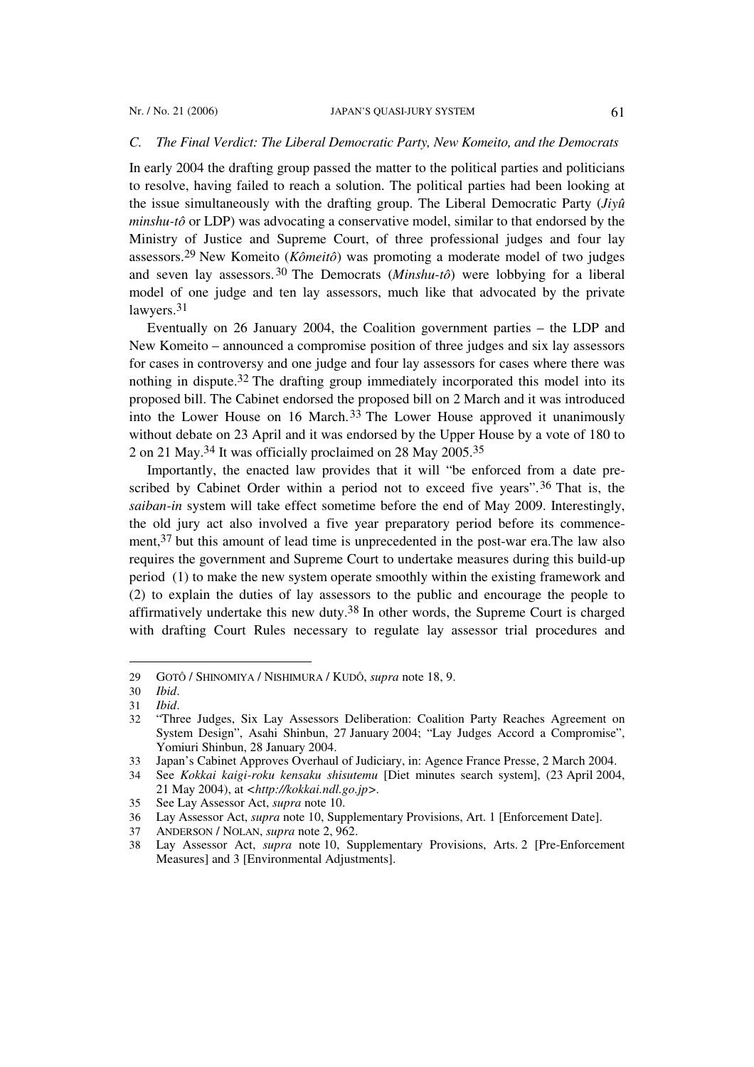### *C. The Final Verdict: The Liberal Democratic Party, New Komeito, and the Democrats*

In early 2004 the drafting group passed the matter to the political parties and politicians to resolve, having failed to reach a solution. The political parties had been looking at the issue simultaneously with the drafting group. The Liberal Democratic Party (*Jiyû minshu-tô* or LDP) was advocating a conservative model, similar to that endorsed by the Ministry of Justice and Supreme Court, of three professional judges and four lay assessors.[29] New Komeito (*Kômeitô*) was promoting a moderate model of two judges and seven lay assessors.[30] The Democrats (*Minshu-tô*) were lobbying for a liberal model of one judge and ten lay assessors, much like that advocated by the private lawyers.[31]

Eventually on 26 January 2004, the Coalition government parties – the LDP and New Komeito – announced a compromise position of three judges and six lay assessors for cases in controversy and one judge and four lay assessors for cases where there was nothing in dispute.[32] The drafting group immediately incorporated this model into its proposed bill. The Cabinet endorsed the proposed bill on 2 March and it was introduced into the Lower House on 16 March.[33] The Lower House approved it unanimously without debate on 23 April and it was endorsed by the Upper House by a vote of 180 to 2 on 21 May.[34] It was officially proclaimed on 28 May 2005.[35]

Importantly, the enacted law provides that it will "be enforced from a date prescribed by Cabinet Order within a period not to exceed five years".[36] That is, the *saiban-in* system will take effect sometime before the end of May 2009. Interestingly, the old jury act also involved a five year preparatory period before its commencement,[37] but this amount of lead time is unprecedented in the post-war era.The law also requires the government and Supreme Court to undertake measures during this build-up period (1) to make the new system operate smoothly within the existing framework and (2) to explain the duties of lay assessors to the public and encourage the people to affirmatively undertake this new duty.[38] In other words, the Supreme Court is charged with drafting Court Rules necessary to regulate lay assessor trial procedures and

---

29 GOTÔ / SHINOMIYA / NISHIMURA / KUDÔ, *supra* note 18, 9.

30 *Ibid*.

31 *Ibid*.

32 "Three Judges, Six Lay Assessors Deliberation: Coalition Party Reaches Agreement on System Design", Asahi Shinbun, 27 January 2004; "Lay Judges Accord a Compromise", Yomiuri Shinbun, 28 January 2004.

33 Japan's Cabinet Approves Overhaul of Judiciary, in: Agence France Presse, 2 March 2004.

34 See *Kokkai kaigi-roku kensaku shisutemu* [Diet minutes search system], (23 April 2004, 21 May 2004), at <*http://kokkai.ndl.go.jp*>.

35 See Lay Assessor Act, *supra* note 10.

36 Lay Assessor Act, *supra* note 10, Supplementary Provisions, Art. 1 [Enforcement Date].

37 ANDERSON / NOLAN, *supra* note 2, 962.

38 Lay Assessor Act, *supra* note 10, Supplementary Provisions, Arts. 2 [Pre-Enforcement Measures] and 3 [Environmental Adjustments].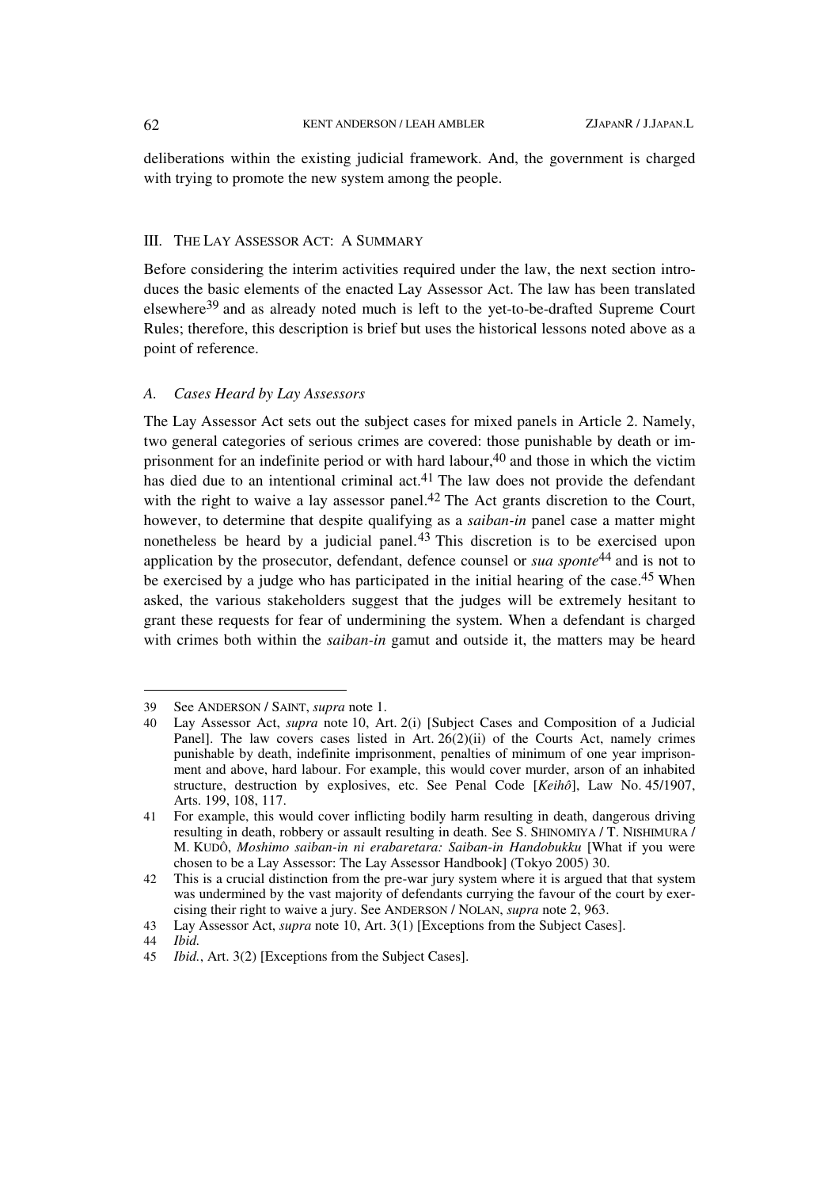deliberations within the existing judicial framework. And, the government is charged with trying to promote the new system among the people.

## III. THE LAY ASSESSOR ACT: A SUMMARY

Before considering the interim activities required under the law, the next section introduces the basic elements of the enacted Lay Assessor Act. The law has been translated elsewhere[39] and as already noted much is left to the yet-to-be-drafted Supreme Court Rules; therefore, this description is brief but uses the historical lessons noted above as a point of reference.

### *A. Cases Heard by Lay Assessors*

The Lay Assessor Act sets out the subject cases for mixed panels in Article 2. Namely, two general categories of serious crimes are covered: those punishable by death or imprisonment for an indefinite period or with hard labour,[40] and those in which the victim has died due to an intentional criminal act.[41] The law does not provide the defendant with the right to waive a lay assessor panel.[42] The Act grants discretion to the Court, however, to determine that despite qualifying as a *saiban-in* panel case a matter might nonetheless be heard by a judicial panel.[43] This discretion is to be exercised upon application by the prosecutor, defendant, defence counsel or *sua sponte*[44] and is not to be exercised by a judge who has participated in the initial hearing of the case.[45] When asked, the various stakeholders suggest that the judges will be extremely hesitant to grant these requests for fear of undermining the system. When a defendant is charged with crimes both within the *saiban-in* gamut and outside it, the matters may be heard

---

39 See ANDERSON / SAINT, *supra* note 1.

40 Lay Assessor Act, *supra* note 10, Art. 2(i) [Subject Cases and Composition of a Judicial Panel]. The law covers cases listed in Art. 26(2)(ii) of the Courts Act, namely crimes punishable by death, indefinite imprisonment, penalties of minimum of one year imprisonment and above, hard labour. For example, this would cover murder, arson of an inhabited structure, destruction by explosives, etc. See Penal Code [*Keihô*], Law No. 45/1907, Arts. 199, 108, 117.

41 For example, this would cover inflicting bodily harm resulting in death, dangerous driving resulting in death, robbery or assault resulting in death. See S. SHINOMIYA / T. NISHIMURA / M. KUDÔ, *Moshimo saiban-in ni erabaretara: Saiban-in Handobukku* [What if you were chosen to be a Lay Assessor: The Lay Assessor Handbook] (Tokyo 2005) 30.

42 This is a crucial distinction from the pre-war jury system where it is argued that that system was undermined by the vast majority of defendants currying the favour of the court by exercising their right to waive a jury. See ANDERSON / NOLAN, *supra* note 2, 963.

43 Lay Assessor Act, *supra* note 10, Art. 3(1) [Exceptions from the Subject Cases].

44 *Ibid.*

45 *Ibid.*, Art. 3(2) [Exceptions from the Subject Cases].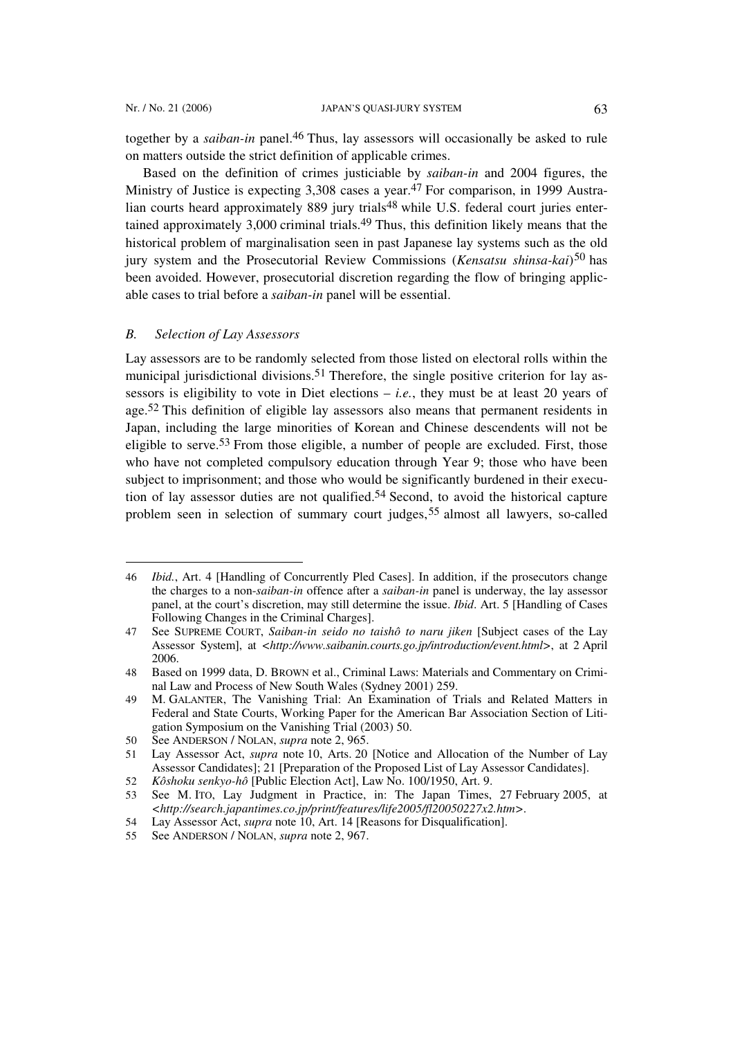together by a *saiban-in* panel.[46] Thus, lay assessors will occasionally be asked to rule on matters outside the strict definition of applicable crimes.

Based on the definition of crimes justiciable by *saiban-in* and 2004 figures, the Ministry of Justice is expecting 3,308 cases a year.[47] For comparison, in 1999 Australian courts heard approximately 889 jury trials[48] while U.S. federal court juries entertained approximately 3,000 criminal trials.[49] Thus, this definition likely means that the historical problem of marginalisation seen in past Japanese lay systems such as the old jury system and the Prosecutorial Review Commissions (*Kensatsu shinsa-kai*)[50] has been avoided. However, prosecutorial discretion regarding the flow of bringing applicable cases to trial before a *saiban-in* panel will be essential.

### *B. Selection of Lay Assessors*

Lay assessors are to be randomly selected from those listed on electoral rolls within the municipal jurisdictional divisions.[51] Therefore, the single positive criterion for lay assessors is eligibility to vote in Diet elections – *i.e.*, they must be at least 20 years of age.[52] This definition of eligible lay assessors also means that permanent residents in Japan, including the large minorities of Korean and Chinese descendents will not be eligible to serve.[53] From those eligible, a number of people are excluded. First, those who have not completed compulsory education through Year 9; those who have been subject to imprisonment; and those who would be significantly burdened in their execution of lay assessor duties are not qualified.[54] Second, to avoid the historical capture problem seen in selection of summary court judges,[55] almost all lawyers, so-called

---

46 *Ibid.*, Art. 4 [Handling of Concurrently Pled Cases]. In addition, if the prosecutors change the charges to a non-*saiban-in* offence after a *saiban-in* panel is underway, the lay assessor panel, at the court's discretion, may still determine the issue. *Ibid*. Art. 5 [Handling of Cases Following Changes in the Criminal Charges].

47 See SUPREME COURT, *Saiban-in seido no taishô to naru jiken* [Subject cases of the Lay Assessor System], at <*http://www.saibanin.courts.go.jp/introduction/event.html*>, at 2 April 2006.

48 Based on 1999 data, D. BROWN et al., Criminal Laws: Materials and Commentary on Criminal Law and Process of New South Wales (Sydney 2001) 259.

49 M. GALANTER, The Vanishing Trial: An Examination of Trials and Related Matters in Federal and State Courts, Working Paper for the American Bar Association Section of Litigation Symposium on the Vanishing Trial (2003) 50.

50 See ANDERSON / NOLAN, *supra* note 2, 965.

51 Lay Assessor Act, *supra* note 10, Arts. 20 [Notice and Allocation of the Number of Lay Assessor Candidates]; 21 [Preparation of the Proposed List of Lay Assessor Candidates].

52 *Kôshoku senkyo-hô* [Public Election Act], Law No. 100/1950, Art. 9.

53 See M. ITO, Lay Judgment in Practice, in: The Japan Times, 27 February 2005, at <*http://search.japantimes.co.jp/print/features/life2005/fl20050227x2.htm*>.

54 Lay Assessor Act, *supra* note 10, Art. 14 [Reasons for Disqualification].

55 See ANDERSON / NOLAN, *supra* note 2, 967.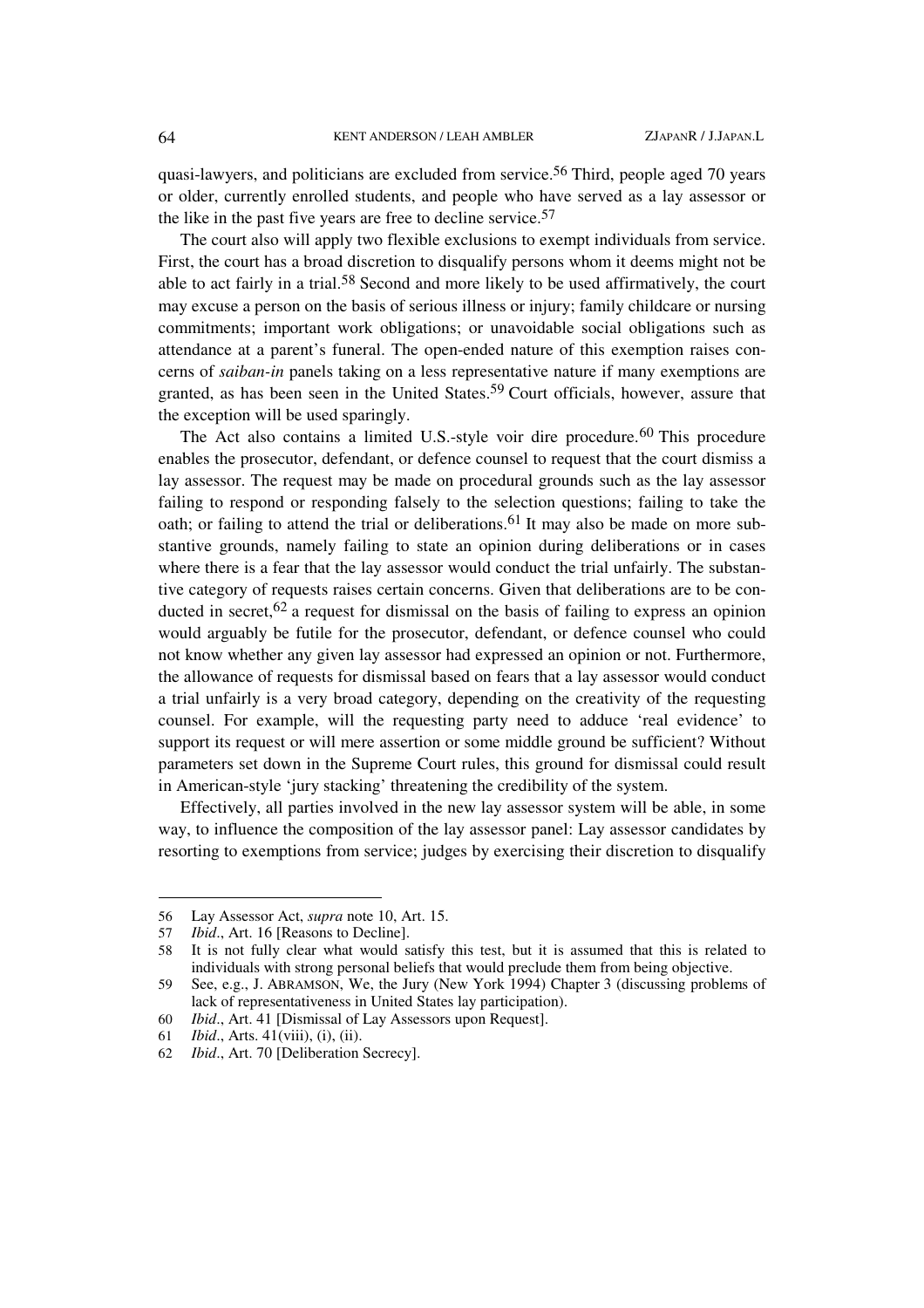quasi-lawyers, and politicians are excluded from service.[56] Third, people aged 70 years or older, currently enrolled students, and people who have served as a lay assessor or the like in the past five years are free to decline service.[57]

The court also will apply two flexible exclusions to exempt individuals from service. First, the court has a broad discretion to disqualify persons whom it deems might not be able to act fairly in a trial.[58] Second and more likely to be used affirmatively, the court may excuse a person on the basis of serious illness or injury; family childcare or nursing commitments; important work obligations; or unavoidable social obligations such as attendance at a parent's funeral. The open-ended nature of this exemption raises concerns of *saiban-in* panels taking on a less representative nature if many exemptions are granted, as has been seen in the United States.[59] Court officials, however, assure that the exception will be used sparingly.

The Act also contains a limited U.S.-style voir dire procedure.[60] This procedure enables the prosecutor, defendant, or defence counsel to request that the court dismiss a lay assessor. The request may be made on procedural grounds such as the lay assessor failing to respond or responding falsely to the selection questions; failing to take the oath; or failing to attend the trial or deliberations.[61] It may also be made on more substantive grounds, namely failing to state an opinion during deliberations or in cases where there is a fear that the lay assessor would conduct the trial unfairly. The substantive category of requests raises certain concerns. Given that deliberations are to be conducted in secret,[62] a request for dismissal on the basis of failing to express an opinion would arguably be futile for the prosecutor, defendant, or defence counsel who could not know whether any given lay assessor had expressed an opinion or not. Furthermore, the allowance of requests for dismissal based on fears that a lay assessor would conduct a trial unfairly is a very broad category, depending on the creativity of the requesting counsel. For example, will the requesting party need to adduce 'real evidence' to support its request or will mere assertion or some middle ground be sufficient? Without parameters set down in the Supreme Court rules, this ground for dismissal could result in American-style 'jury stacking' threatening the credibility of the system.

Effectively, all parties involved in the new lay assessor system will be able, in some way, to influence the composition of the lay assessor panel: Lay assessor candidates by resorting to exemptions from service; judges by exercising their discretion to disqualify

---

56 Lay Assessor Act, *supra* note 10, Art. 15.

57 *Ibid*., Art. 16 [Reasons to Decline].

58 It is not fully clear what would satisfy this test, but it is assumed that this is related to individuals with strong personal beliefs that would preclude them from being objective.

59 See, e.g., J. ABRAMSON, We, the Jury (New York 1994) Chapter 3 (discussing problems of lack of representativeness in United States lay participation).

60 *Ibid*., Art. 41 [Dismissal of Lay Assessors upon Request].

61 *Ibid*., Arts. 41(viii), (i), (ii).

62 *Ibid*., Art. 70 [Deliberation Secrecy].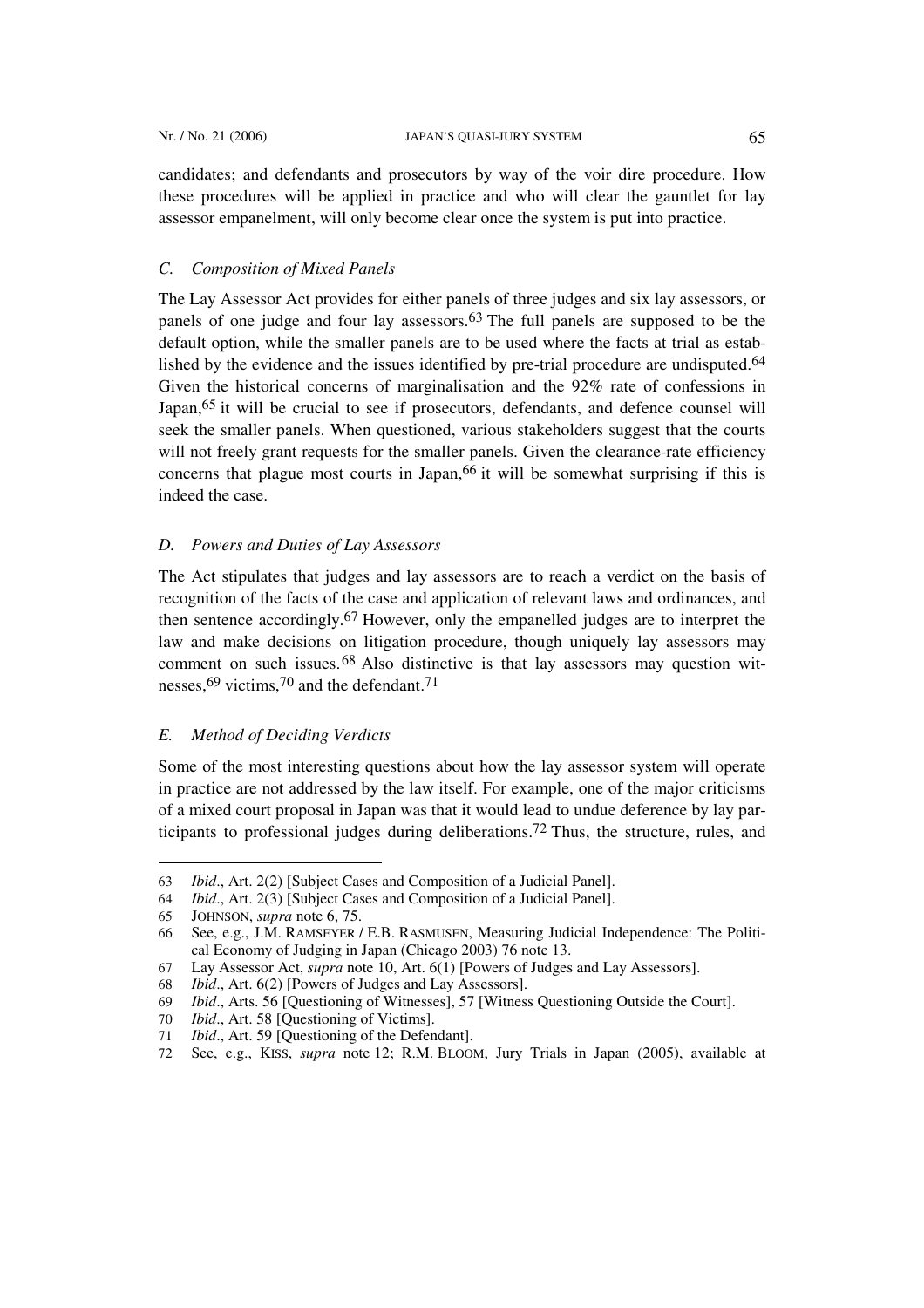candidates; and defendants and prosecutors by way of the voir dire procedure. How these procedures will be applied in practice and who will clear the gauntlet for lay assessor empanelment, will only become clear once the system is put into practice.

### *C. Composition of Mixed Panels*

The Lay Assessor Act provides for either panels of three judges and six lay assessors, or panels of one judge and four lay assessors.[63] The full panels are supposed to be the default option, while the smaller panels are to be used where the facts at trial as established by the evidence and the issues identified by pre-trial procedure are undisputed.[64] Given the historical concerns of marginalisation and the 92% rate of confessions in Japan,[65] it will be crucial to see if prosecutors, defendants, and defence counsel will seek the smaller panels. When questioned, various stakeholders suggest that the courts will not freely grant requests for the smaller panels. Given the clearance-rate efficiency concerns that plague most courts in Japan,[66] it will be somewhat surprising if this is indeed the case.

### *D. Powers and Duties of Lay Assessors*

The Act stipulates that judges and lay assessors are to reach a verdict on the basis of recognition of the facts of the case and application of relevant laws and ordinances, and then sentence accordingly.[67] However, only the empanelled judges are to interpret the law and make decisions on litigation procedure, though uniquely lay assessors may comment on such issues.[68] Also distinctive is that lay assessors may question witnesses,[69] victims,[70] and the defendant.[71]

### *E. Method of Deciding Verdicts*

Some of the most interesting questions about how the lay assessor system will operate in practice are not addressed by the law itself. For example, one of the major criticisms of a mixed court proposal in Japan was that it would lead to undue deference by lay participants to professional judges during deliberations.[72] Thus, the structure, rules, and

---

63 *Ibid*., Art. 2(2) [Subject Cases and Composition of a Judicial Panel].

64 *Ibid*., Art. 2(3) [Subject Cases and Composition of a Judicial Panel].

65 JOHNSON, *supra* note 6, 75.

66 See, e.g., J.M. RAMSEYER / E.B. RASMUSEN, Measuring Judicial Independence: The Political Economy of Judging in Japan (Chicago 2003) 76 note 13.

67 Lay Assessor Act, *supra* note 10, Art. 6(1) [Powers of Judges and Lay Assessors].

68 *Ibid*., Art. 6(2) [Powers of Judges and Lay Assessors].

69 *Ibid*., Arts. 56 [Questioning of Witnesses], 57 [Witness Questioning Outside the Court].

70 *Ibid*., Art. 58 [Questioning of Victims].

71 *Ibid*., Art. 59 [Questioning of the Defendant].

72 See, e.g., KISS, *supra* note 12; R.M. BLOOM, Jury Trials in Japan (2005), available at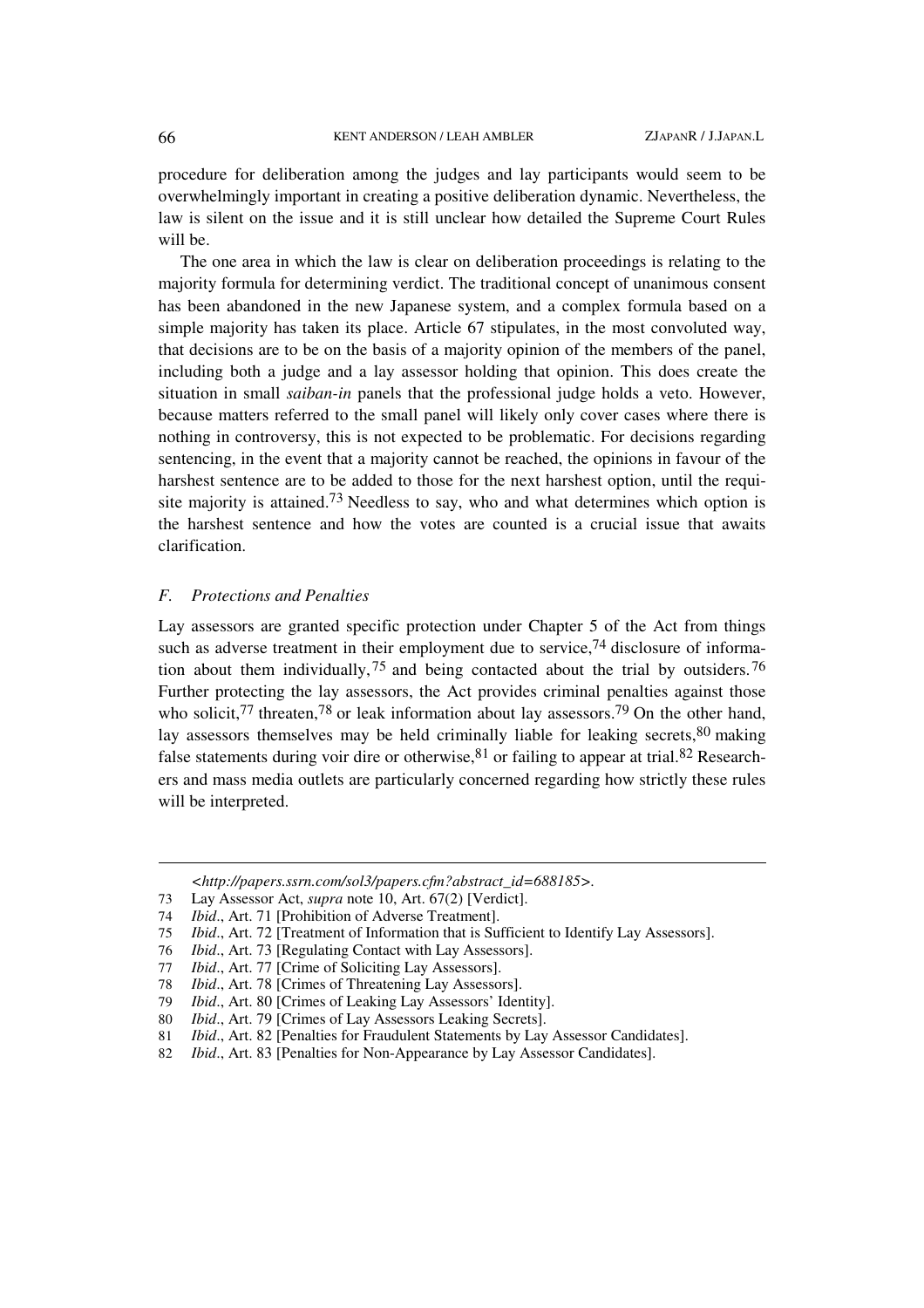procedure for deliberation among the judges and lay participants would seem to be overwhelmingly important in creating a positive deliberation dynamic. Nevertheless, the law is silent on the issue and it is still unclear how detailed the Supreme Court Rules will be.

The one area in which the law is clear on deliberation proceedings is relating to the majority formula for determining verdict. The traditional concept of unanimous consent has been abandoned in the new Japanese system, and a complex formula based on a simple majority has taken its place. Article 67 stipulates, in the most convoluted way, that decisions are to be on the basis of a majority opinion of the members of the panel, including both a judge and a lay assessor holding that opinion. This does create the situation in small *saiban-in* panels that the professional judge holds a veto. However, because matters referred to the small panel will likely only cover cases where there is nothing in controversy, this is not expected to be problematic. For decisions regarding sentencing, in the event that a majority cannot be reached, the opinions in favour of the harshest sentence are to be added to those for the next harshest option, until the requisite majority is attained.[73] Needless to say, who and what determines which option is the harshest sentence and how the votes are counted is a crucial issue that awaits clarification.

### *F. Protections and Penalties*

Lay assessors are granted specific protection under Chapter 5 of the Act from things such as adverse treatment in their employment due to service,[74] disclosure of information about them individually,[75] and being contacted about the trial by outsiders.[76] Further protecting the lay assessors, the Act provides criminal penalties against those who solicit,[77] threaten,[78] or leak information about lay assessors.[79] On the other hand, lay assessors themselves may be held criminally liable for leaking secrets,[80] making false statements during voir dire or otherwise,[81] or failing to appear at trial.[82] Researchers and mass media outlets are particularly concerned regarding how strictly these rules will be interpreted.

---

*<http://papers.ssrn.com/sol3/papers.cfm?abstract_id=688185>*.

73 Lay Assessor Act, *supra* note 10, Art. 67(2) [Verdict].

74 *Ibid*., Art. 71 [Prohibition of Adverse Treatment].

75 *Ibid*., Art. 72 [Treatment of Information that is Sufficient to Identify Lay Assessors].

76 *Ibid*., Art. 73 [Regulating Contact with Lay Assessors].

77 *Ibid*., Art. 77 [Crime of Soliciting Lay Assessors].

78 *Ibid*., Art. 78 [Crimes of Threatening Lay Assessors].

79 *Ibid*., Art. 80 [Crimes of Leaking Lay Assessors' Identity].

80 *Ibid*., Art. 79 [Crimes of Lay Assessors Leaking Secrets].

81 *Ibid*., Art. 82 [Penalties for Fraudulent Statements by Lay Assessor Candidates].

82 *Ibid*., Art. 83 [Penalties for Non-Appearance by Lay Assessor Candidates].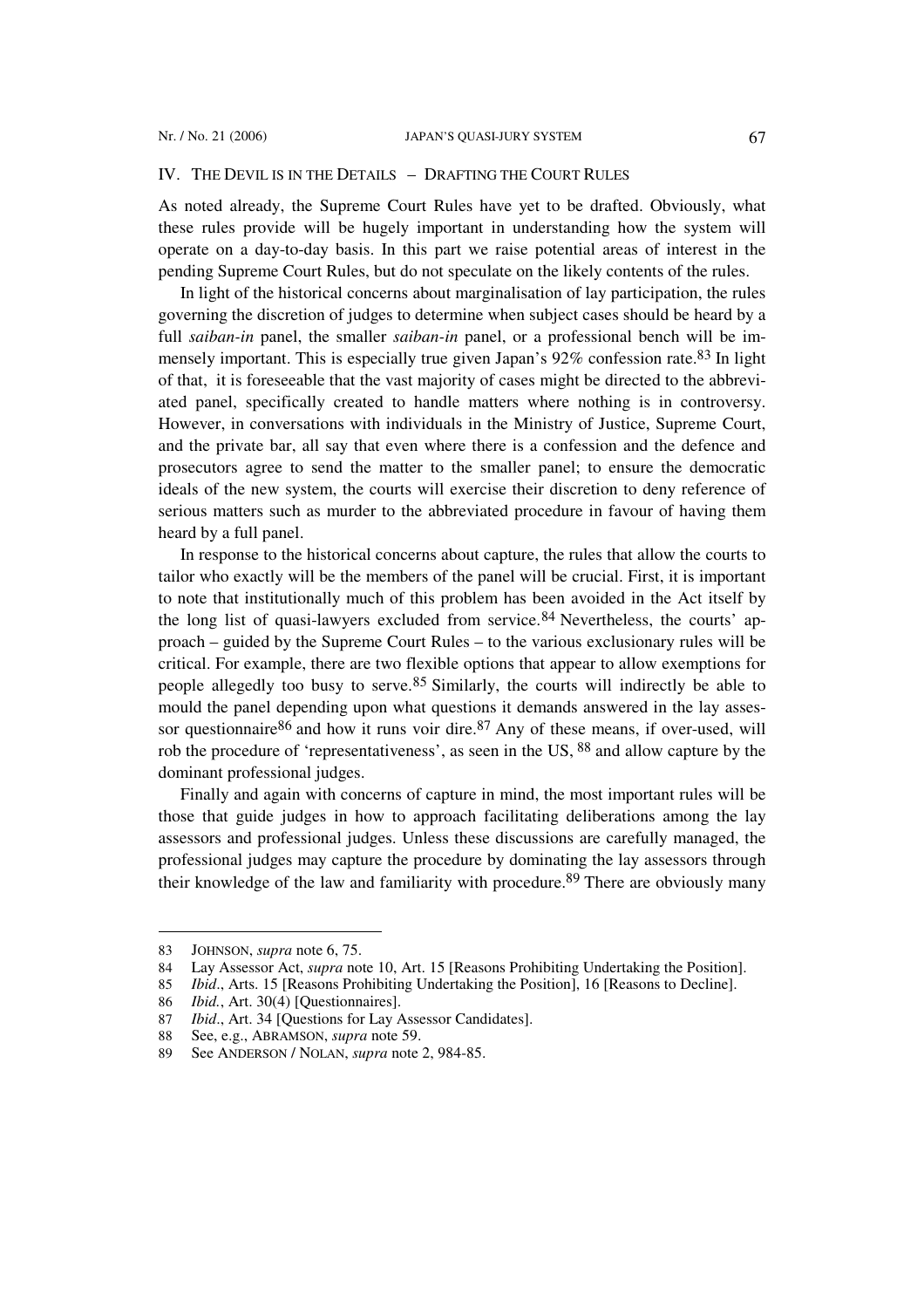## IV. THE DEVIL IS IN THE DETAILS – DRAFTING THE COURT RULES

As noted already, the Supreme Court Rules have yet to be drafted. Obviously, what these rules provide will be hugely important in understanding how the system will operate on a day-to-day basis. In this part we raise potential areas of interest in the pending Supreme Court Rules, but do not speculate on the likely contents of the rules.

In light of the historical concerns about marginalisation of lay participation, the rules governing the discretion of judges to determine when subject cases should be heard by a full *saiban-in* panel, the smaller *saiban-in* panel, or a professional bench will be immensely important. This is especially true given Japan's 92% confession rate.[83] In light of that, it is foreseeable that the vast majority of cases might be directed to the abbreviated panel, specifically created to handle matters where nothing is in controversy. However, in conversations with individuals in the Ministry of Justice, Supreme Court, and the private bar, all say that even where there is a confession and the defence and prosecutors agree to send the matter to the smaller panel; to ensure the democratic ideals of the new system, the courts will exercise their discretion to deny reference of serious matters such as murder to the abbreviated procedure in favour of having them heard by a full panel.

In response to the historical concerns about capture, the rules that allow the courts to tailor who exactly will be the members of the panel will be crucial. First, it is important to note that institutionally much of this problem has been avoided in the Act itself by the long list of quasi-lawyers excluded from service.[84] Nevertheless, the courts' approach – guided by the Supreme Court Rules – to the various exclusionary rules will be critical. For example, there are two flexible options that appear to allow exemptions for people allegedly too busy to serve.[85] Similarly, the courts will indirectly be able to mould the panel depending upon what questions it demands answered in the lay assessor questionnaire[86] and how it runs voir dire.[87] Any of these means, if over-used, will rob the procedure of 'representativeness', as seen in the US, [88] and allow capture by the dominant professional judges.

Finally and again with concerns of capture in mind, the most important rules will be those that guide judges in how to approach facilitating deliberations among the lay assessors and professional judges. Unless these discussions are carefully managed, the professional judges may capture the procedure by dominating the lay assessors through their knowledge of the law and familiarity with procedure.[89] There are obviously many

---

83 JOHNSON, *supra* note 6, 75.

84 Lay Assessor Act, *supra* note 10, Art. 15 [Reasons Prohibiting Undertaking the Position].

85 *Ibid*., Arts. 15 [Reasons Prohibiting Undertaking the Position], 16 [Reasons to Decline].

86 *Ibid.*, Art. 30(4) [Questionnaires].

87 *Ibid*., Art. 34 [Questions for Lay Assessor Candidates].

88 See, e.g., ABRAMSON, *supra* note 59.

89 See ANDERSON / NOLAN, *supra* note 2, 984-85.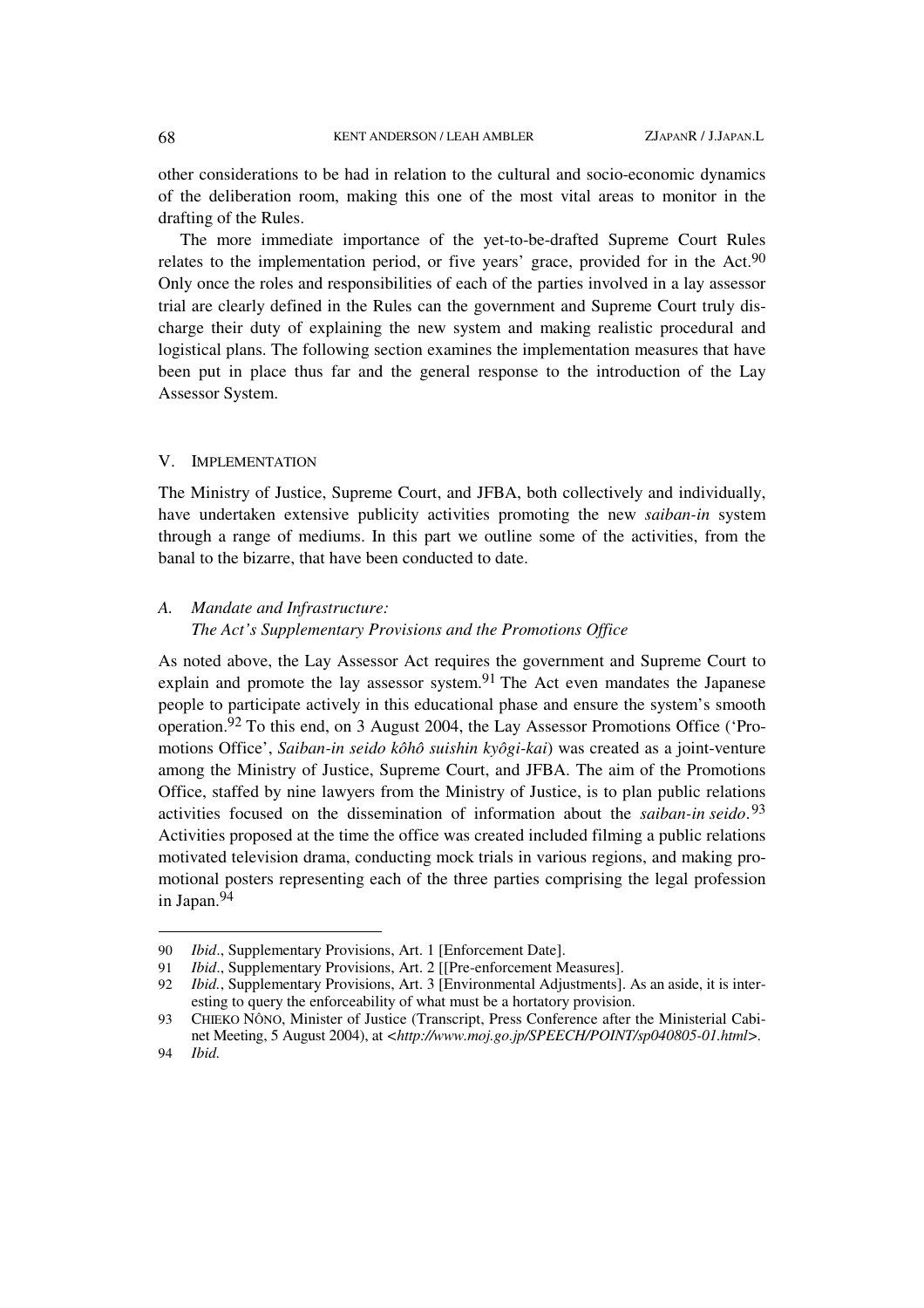other considerations to be had in relation to the cultural and socio-economic dynamics of the deliberation room, making this one of the most vital areas to monitor in the drafting of the Rules.

The more immediate importance of the yet-to-be-drafted Supreme Court Rules relates to the implementation period, or five years' grace, provided for in the Act.[90] Only once the roles and responsibilities of each of the parties involved in a lay assessor trial are clearly defined in the Rules can the government and Supreme Court truly discharge their duty of explaining the new system and making realistic procedural and logistical plans. The following section examines the implementation measures that have been put in place thus far and the general response to the introduction of the Lay Assessor System.

## V. IMPLEMENTATION

The Ministry of Justice, Supreme Court, and JFBA, both collectively and individually, have undertaken extensive publicity activities promoting the new *saiban-in* system through a range of mediums. In this part we outline some of the activities, from the banal to the bizarre, that have been conducted to date.

### A. *Mandate and Infrastructure: The Act's Supplementary Provisions and the Promotions Office*

As noted above, the Lay Assessor Act requires the government and Supreme Court to explain and promote the lay assessor system.[91] The Act even mandates the Japanese people to participate actively in this educational phase and ensure the system's smooth operation.[92] To this end, on 3 August 2004, the Lay Assessor Promotions Office ('Promotions Office', *Saiban-in seido kôhô suishin kyôgi-kai*) was created as a joint-venture among the Ministry of Justice, Supreme Court, and JFBA. The aim of the Promotions Office, staffed by nine lawyers from the Ministry of Justice, is to plan public relations activities focused on the dissemination of information about the *saiban-in seido*.[93] Activities proposed at the time the office was created included filming a public relations motivated television drama, conducting mock trials in various regions, and making promotional posters representing each of the three parties comprising the legal profession in Japan.[94]

---

90 *Ibid*., Supplementary Provisions, Art. 1 [Enforcement Date].

91 *Ibid*., Supplementary Provisions, Art. 2 [[Pre-enforcement Measures].

92 *Ibid.*, Supplementary Provisions, Art. 3 [Environmental Adjustments]. As an aside, it is interesting to query the enforceability of what must be a hortatory provision.

93 CHIEKO NÔNO, Minister of Justice (Transcript, Press Conference after the Ministerial Cabinet Meeting, 5 August 2004), at <*http://www.moj.go.jp/SPEECH/POINT/sp040805-01.html*>.

94 *Ibid.*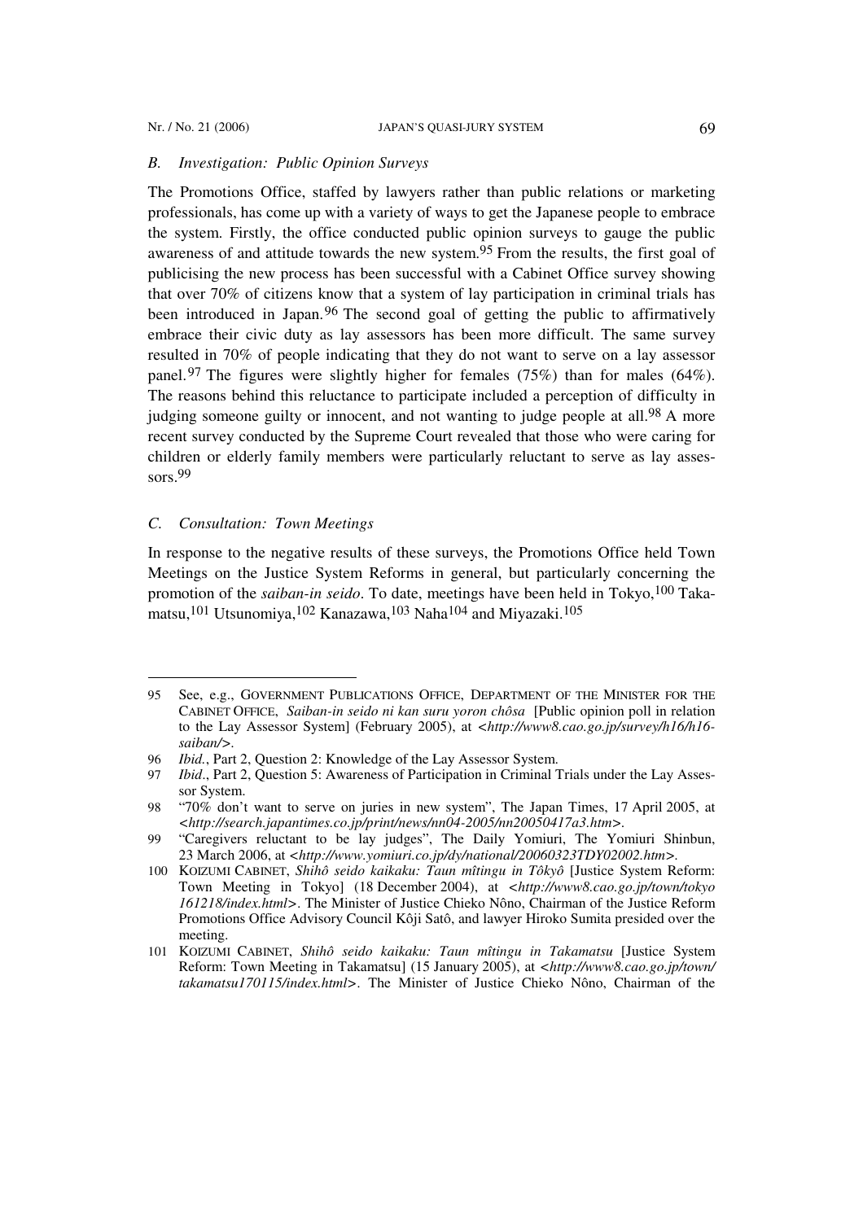### *B. Investigation: Public Opinion Surveys*

The Promotions Office, staffed by lawyers rather than public relations or marketing professionals, has come up with a variety of ways to get the Japanese people to embrace the system. Firstly, the office conducted public opinion surveys to gauge the public awareness of and attitude towards the new system.[95] From the results, the first goal of publicising the new process has been successful with a Cabinet Office survey showing that over 70% of citizens know that a system of lay participation in criminal trials has been introduced in Japan.[96] The second goal of getting the public to affirmatively embrace their civic duty as lay assessors has been more difficult. The same survey resulted in 70% of people indicating that they do not want to serve on a lay assessor panel.[97] The figures were slightly higher for females (75%) than for males (64%). The reasons behind this reluctance to participate included a perception of difficulty in judging someone guilty or innocent, and not wanting to judge people at all.[98] A more recent survey conducted by the Supreme Court revealed that those who were caring for children or elderly family members were particularly reluctant to serve as lay assessors.[99]

### *C. Consultation: Town Meetings*

In response to the negative results of these surveys, the Promotions Office held Town Meetings on the Justice System Reforms in general, but particularly concerning the promotion of the *saiban-in seido*. To date, meetings have been held in Tokyo,[100] Takamatsu,[101] Utsunomiya,[102] Kanazawa,[103] Naha[104] and Miyazaki.[105]

---

95 See, e.g., GOVERNMENT PUBLICATIONS OFFICE, DEPARTMENT OF THE MINISTER FOR THE CABINET OFFICE, *Saiban-in seido ni kan suru yoron chôsa* [Public opinion poll in relation to the Lay Assessor System] (February 2005), at <*http://www8.cao.go.jp/survey/h16/h16-saiban/*>.

96 *Ibid.*, Part 2, Question 2: Knowledge of the Lay Assessor System.

97 *Ibid*., Part 2, Question 5: Awareness of Participation in Criminal Trials under the Lay Assessor System.

98 "70% don't want to serve on juries in new system", The Japan Times, 17 April 2005, at <*http://search.japantimes.co.jp/print/news/nn04-2005/nn20050417a3.htm*>.

99 "Caregivers reluctant to be lay judges", The Daily Yomiuri, The Yomiuri Shinbun, 23 March 2006, at <*http://www.yomiuri.co.jp/dy/national/20060323TDY02002.htm*>.

100 KOIZUMI CABINET, *Shihô seido kaikaku: Taun mîtingu in Tôkyô* [Justice System Reform: Town Meeting in Tokyo] (18 December 2004), at <*http://www8.cao.go.jp/town/tokyo 161218/index.html*>. The Minister of Justice Chieko Nôno, Chairman of the Justice Reform Promotions Office Advisory Council Kôji Satô, and lawyer Hiroko Sumita presided over the meeting.

101 KOIZUMI CABINET, *Shihô seido kaikaku: Taun mîtingu in Takamatsu* [Justice System Reform: Town Meeting in Takamatsu] (15 January 2005), at <*http://www8.cao.go.jp/town/takamatsu170115/index.html*>. The Minister of Justice Chieko Nôno, Chairman of the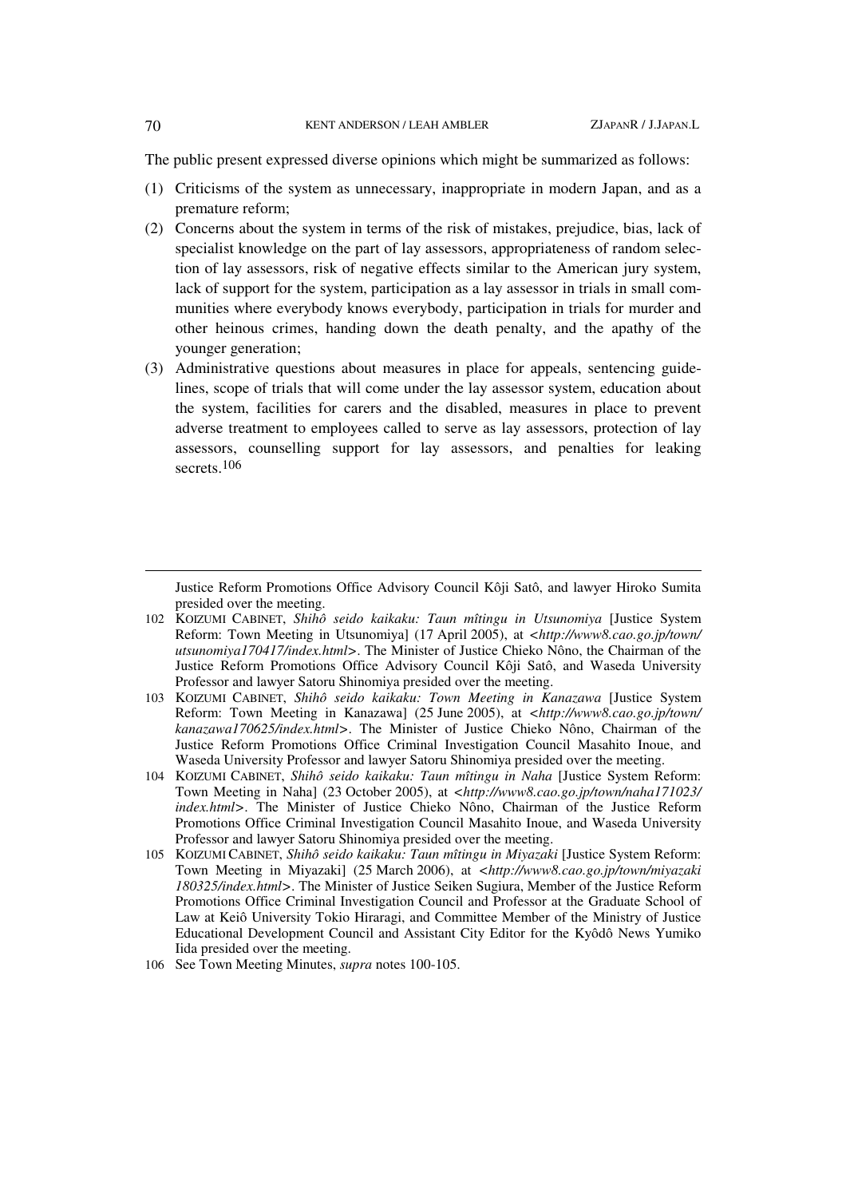The public present expressed diverse opinions which might be summarized as follows:

(1) Criticisms of the system as unnecessary, inappropriate in modern Japan, and as a premature reform;

(2) Concerns about the system in terms of the risk of mistakes, prejudice, bias, lack of specialist knowledge on the part of lay assessors, appropriateness of random selection of lay assessors, risk of negative effects similar to the American jury system, lack of support for the system, participation as a lay assessor in trials in small communities where everybody knows everybody, participation in trials for murder and other heinous crimes, handing down the death penalty, and the apathy of the younger generation;

(3) Administrative questions about measures in place for appeals, sentencing guidelines, scope of trials that will come under the lay assessor system, education about the system, facilities for carers and the disabled, measures in place to prevent adverse treatment to employees called to serve as lay assessors, protection of lay assessors, counselling support for lay assessors, and penalties for leaking secrets.[106]

---

Justice Reform Promotions Office Advisory Council Kôji Satô, and lawyer Hiroko Sumita presided over the meeting.

102 KOIZUMI CABINET, *Shihô seido kaikaku: Taun mîtingu in Utsunomiya* [Justice System Reform: Town Meeting in Utsunomiya] (17 April 2005), at <*http://www8.cao.go.jp/town/utsunomiya170417/index.html*>. The Minister of Justice Chieko Nôno, the Chairman of the Justice Reform Promotions Office Advisory Council Kôji Satô, and Waseda University Professor and lawyer Satoru Shinomiya presided over the meeting.

103 KOIZUMI CABINET, *Shihô seido kaikaku: Town Meeting in Kanazawa* [Justice System Reform: Town Meeting in Kanazawa] (25 June 2005), at <*http://www8.cao.go.jp/town/kanazawa170625/index.html*>. The Minister of Justice Chieko Nôno, Chairman of the Justice Reform Promotions Office Criminal Investigation Council Masahito Inoue, and Waseda University Professor and lawyer Satoru Shinomiya presided over the meeting.

104 KOIZUMI CABINET, *Shihô seido kaikaku: Taun mîtingu in Naha* [Justice System Reform: Town Meeting in Naha] (23 October 2005), at <*http://www8.cao.go.jp/town/naha171023/index.html*>. The Minister of Justice Chieko Nôno, Chairman of the Justice Reform Promotions Office Criminal Investigation Council Masahito Inoue, and Waseda University Professor and lawyer Satoru Shinomiya presided over the meeting.

105 KOIZUMI CABINET, *Shihô seido kaikaku: Taun mîtingu in Miyazaki* [Justice System Reform: Town Meeting in Miyazaki] (25 March 2006), at <*http://www8.cao.go.jp/town/miyazaki180325/index.html*>. The Minister of Justice Seiken Sugiura, Member of the Justice Reform Promotions Office Criminal Investigation Council and Professor at the Graduate School of Law at Keiô University Tokio Hiraragi, and Committee Member of the Ministry of Justice Educational Development Council and Assistant City Editor for the Kyôdô News Yumiko Iida presided over the meeting.

106 See Town Meeting Minutes, *supra* notes 100-105.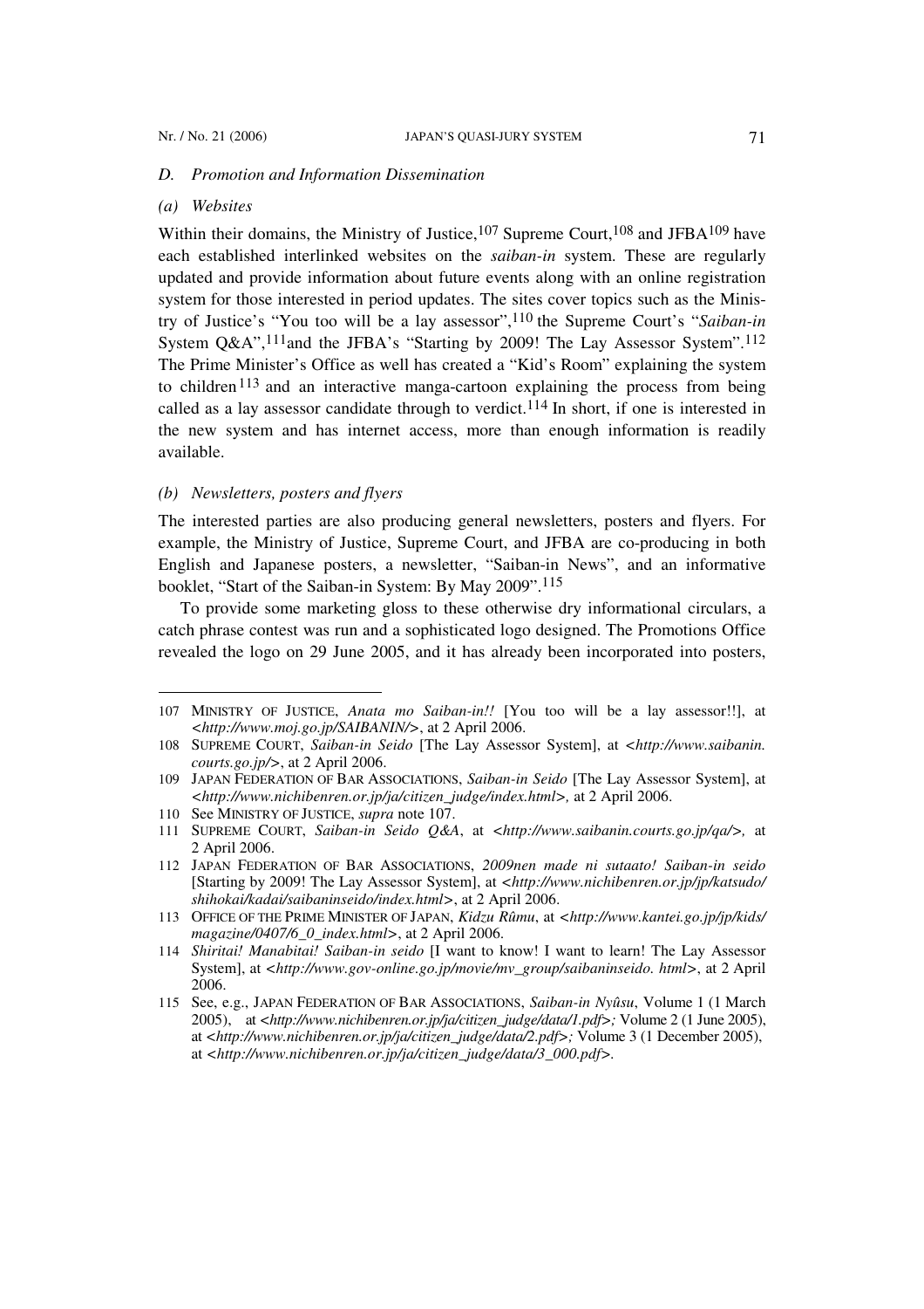### D. Promotion and Information Dissemination

#### (a) Websites

Within their domains, the Ministry of Justice,[107] Supreme Court,[108] and JFBA[109] have each established interlinked websites on the *saiban-in* system. These are regularly updated and provide information about future events along with an online registration system for those interested in period updates. The sites cover topics such as the Ministry of Justice's "You too will be a lay assessor",[110] the Supreme Court's "*Saiban-in* System Q&A",[111]and the JFBA's "Starting by 2009! The Lay Assessor System".[112] The Prime Minister's Office as well has created a "Kid's Room" explaining the system to children[113] and an interactive manga-cartoon explaining the process from being called as a lay assessor candidate through to verdict.[114] In short, if one is interested in the new system and has internet access, more than enough information is readily available.

#### (b) Newsletters, posters and flyers

The interested parties are also producing general newsletters, posters and flyers. For example, the Ministry of Justice, Supreme Court, and JFBA are co-producing in both English and Japanese posters, a newsletter, "Saiban-in News", and an informative booklet, "Start of the Saiban-in System: By May 2009".[115]

To provide some marketing gloss to these otherwise dry informational circulars, a catch phrase contest was run and a sophisticated logo designed. The Promotions Office revealed the logo on 29 June 2005, and it has already been incorporated into posters,

---

107 MINISTRY OF JUSTICE, *Anata mo Saiban-in!!* [You too will be a lay assessor!!], at *<http://www.moj.go.jp/SAIBANIN/>*, at 2 April 2006.

108 SUPREME COURT, *Saiban-in Seido* [The Lay Assessor System], at *<http://www.saibanin.courts.go.jp/>*, at 2 April 2006.

109 JAPAN FEDERATION OF BAR ASSOCIATIONS, *Saiban-in Seido* [The Lay Assessor System], at *<http://www.nichibenren.or.jp/ja/citizen_judge/index.html>,* at 2 April 2006.

110 See MINISTRY OF JUSTICE, *supra* note 107.

111 SUPREME COURT, *Saiban-in Seido Q&A*, at *<http://www.saibanin.courts.go.jp/qa/>,* at 2 April 2006.

112 JAPAN FEDERATION OF BAR ASSOCIATIONS, *2009nen made ni sutaato! Saiban-in seido* [Starting by 2009! The Lay Assessor System], at *<http://www.nichibenren.or.jp/jp/katsudo/shihokai/kadai/saibaninseido/index.html>*, at 2 April 2006.

113 OFFICE OF THE PRIME MINISTER OF JAPAN, *Kidzu Rûmu*, at *<http://www.kantei.go.jp/jp/kids/magazine/0407/6_0_index.html>*, at 2 April 2006.

114 *Shiritai! Manabitai! Saiban-in seido* [I want to know! I want to learn! The Lay Assessor System], at *<http://www.gov-online.go.jp/movie/mv_group/saibaninseido. html>*, at 2 April 2006.

115 See, e.g., JAPAN FEDERATION OF BAR ASSOCIATIONS, *Saiban-in Nyûsu*, Volume 1 (1 March 2005), at *<http://www.nichibenren.or.jp/ja/citizen_judge/data/1.pdf>;* Volume 2 (1 June 2005), at *<http://www.nichibenren.or.jp/ja/citizen_judge/data/2.pdf>;* Volume 3 (1 December 2005), at *<http://www.nichibenren.or.jp/ja/citizen_judge/data/3_000.pdf>*.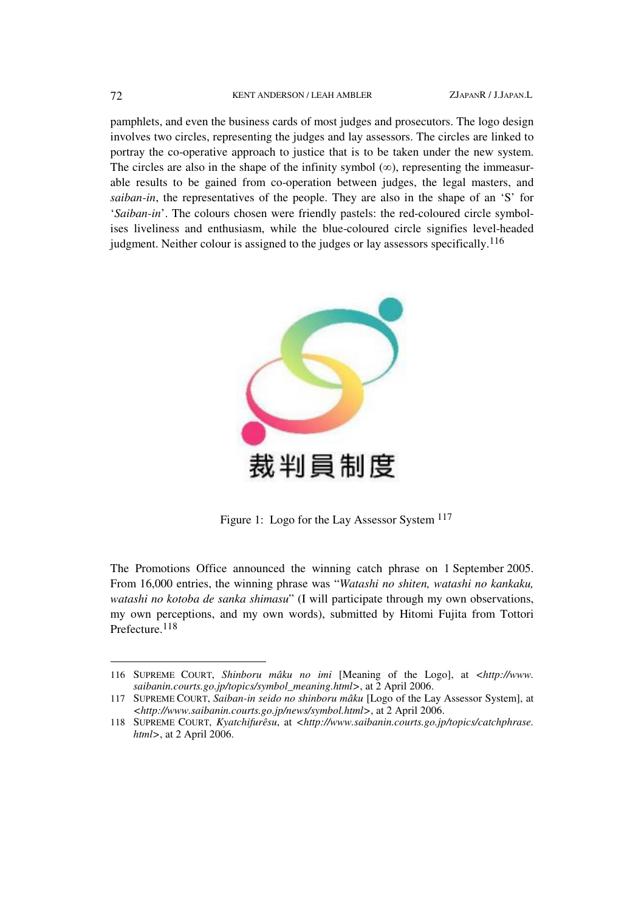pamphlets, and even the business cards of most judges and prosecutors. The logo design involves two circles, representing the judges and lay assessors. The circles are linked to portray the co-operative approach to justice that is to be taken under the new system. The circles are also in the shape of the infinity symbol (∞), representing the immeasurable results to be gained from co-operation between judges, the legal masters, and *saiban-in*, the representatives of the people. They are also in the shape of an 'S' for '*Saiban-in*'. The colours chosen were friendly pastels: the red-coloured circle symbolises liveliness and enthusiasm, while the blue-coloured circle signifies level-headed judgment. Neither colour is assigned to the judges or lay assessors specifically.[116]

裁判員制度

Figure 1: Logo for the Lay Assessor System [117]

The Promotions Office announced the winning catch phrase on 1 September 2005. From 16,000 entries, the winning phrase was "*Watashi no shiten, watashi no kankaku, watashi no kotoba de sanka shimasu*" (I will participate through my own observations, my own perceptions, and my own words), submitted by Hitomi Fujita from Tottori Prefecture.[118]

---

116 SUPREME COURT, *Shinboru mâku no imi* [Meaning of the Logo], at <*http://www.saibanin.courts.go.jp/topics/symbol_meaning.html*>, at 2 April 2006.

117 SUPREME COURT, *Saiban-in seido no shinboru mâku* [Logo of the Lay Assessor System], at <*http://www.saibanin.courts.go.jp/news/symbol.html*>, at 2 April 2006.

118 SUPREME COURT, *Kyatchifurêsu*, at <*http://www.saibanin.courts.go.jp/topics/catchphrase.html*>, at 2 April 2006.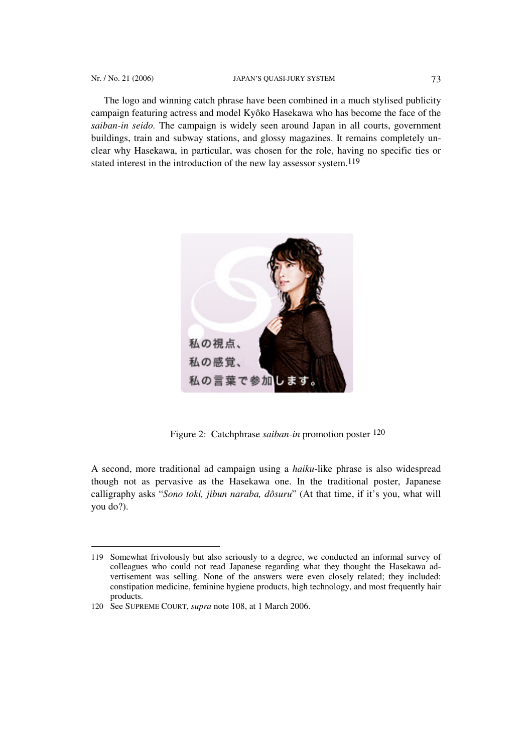The logo and winning catch phrase have been combined in a much stylised publicity campaign featuring actress and model Kyôko Hasekawa who has become the face of the *saiban-in seido.* The campaign is widely seen around Japan in all courts, government buildings, train and subway stations, and glossy magazines. It remains completely unclear why Hasekawa, in particular, was chosen for the role, having no specific ties or stated interest in the introduction of the new lay assessor system.[119]

Figure 2: Catchphrase *saiban-in* promotion poster [120]

A second, more traditional ad campaign using a *haiku*-like phrase is also widespread though not as pervasive as the Hasekawa one. In the traditional poster, Japanese calligraphy asks "*Sono toki, jibun naraba, dôsuru*" (At that time, if it's you, what will you do?).

---

119 Somewhat frivolously but also seriously to a degree, we conducted an informal survey of colleagues who could not read Japanese regarding what they thought the Hasekawa advertisement was selling. None of the answers were even closely related; they included: constipation medicine, feminine hygiene products, high technology, and most frequently hair products.

120 See SUPREME COURT, *supra* note 108, at 1 March 2006.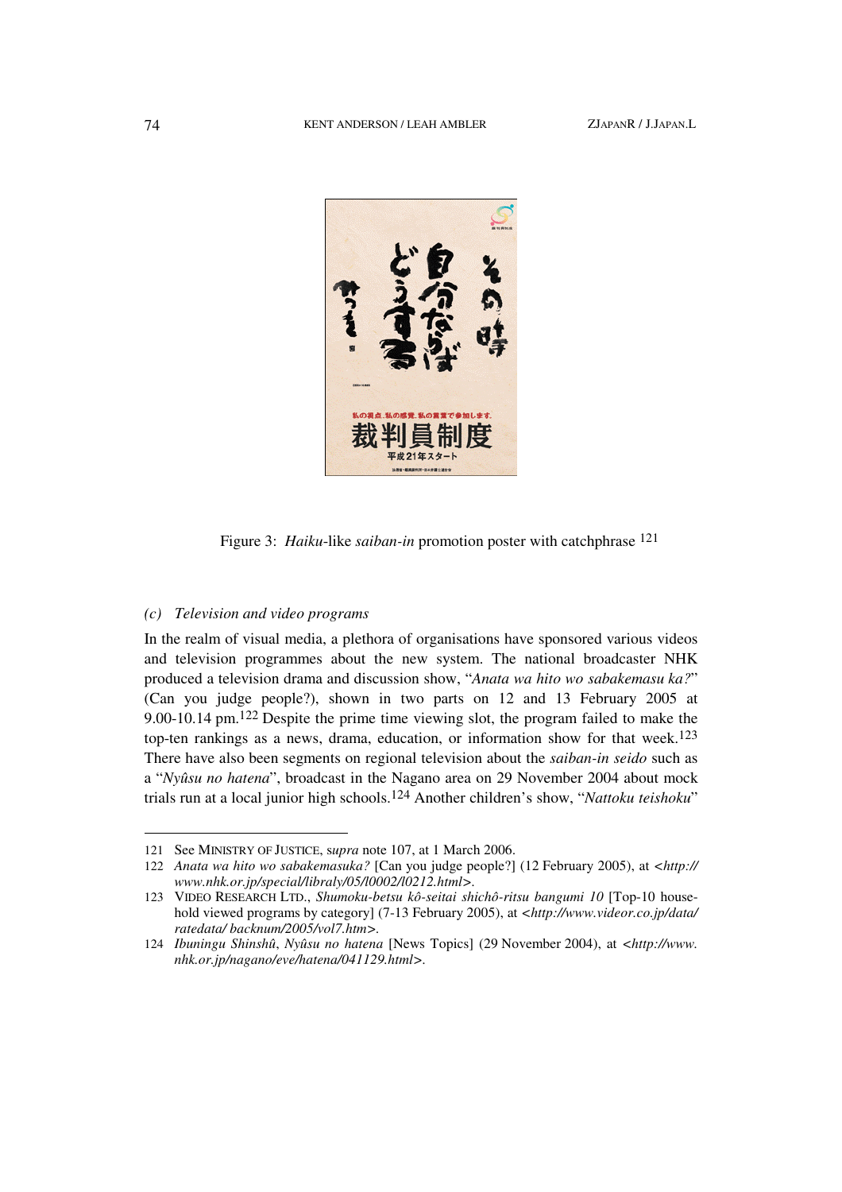Figure 3: *Haiku*-like *saiban-in* promotion poster with catchphrase [121]

### *(c) Television and video programs*

In the realm of visual media, a plethora of organisations have sponsored various videos and television programmes about the new system. The national broadcaster NHK produced a television drama and discussion show, "*Anata wa hito wo sabakemasu ka?*" (Can you judge people?), shown in two parts on 12 and 13 February 2005 at 9.00-10.14 pm.[122] Despite the prime time viewing slot, the program failed to make the top-ten rankings as a news, drama, education, or information show for that week.[123] There have also been segments on regional television about the *saiban-in seido* such as a "*Nyûsu no hatena*", broadcast in the Nagano area on 29 November 2004 about mock trials run at a local junior high schools.[124] Another children's show, "*Nattoku teishoku*"

---

121 See MINISTRY OF JUSTICE, s*upra* note 107, at 1 March 2006.

122 *Anata wa hito wo sabakemasuka?* [Can you judge people?] (12 February 2005), at <*http://www.nhk.or.jp/special/libraly/05/l0002/l0212.html*>.

123 VIDEO RESEARCH LTD., *Shumoku-betsu kô-seitai shichô-ritsu bangumi 10* [Top-10 household viewed programs by category] (7-13 February 2005), at <*http://www.videor.co.jp/data/ratedata/ backnum/2005/vol7.htm*>.

124 *Ibuningu Shinshû*, *Nyûsu no hatena* [News Topics] (29 November 2004), at <*http://www.nhk.or.jp/nagano/eve/hatena/041129.html*>.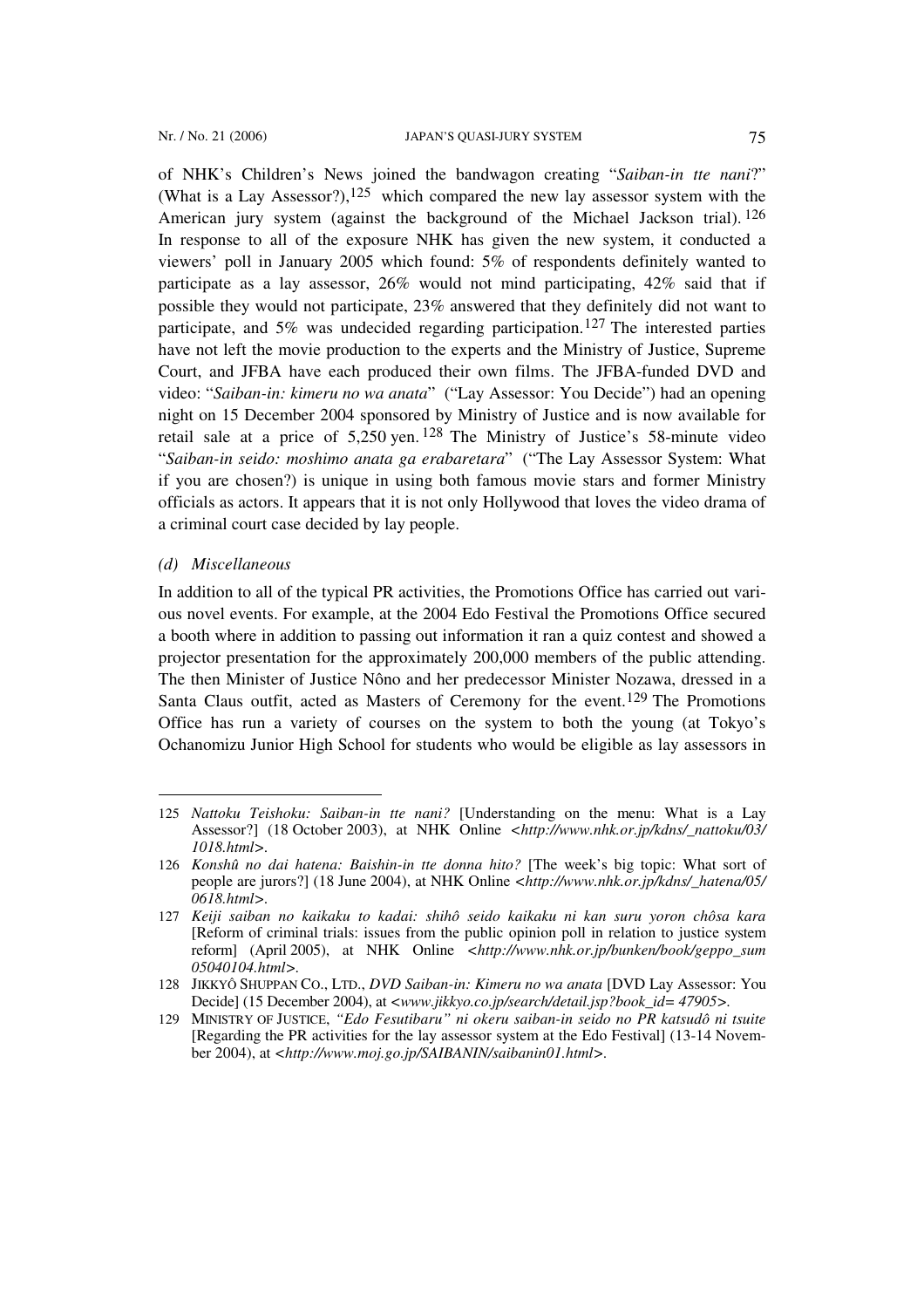of NHK's Children's News joined the bandwagon creating "*Saiban-in tte nani*?" (What is a Lay Assessor?),[125] which compared the new lay assessor system with the American jury system (against the background of the Michael Jackson trial).[126] In response to all of the exposure NHK has given the new system, it conducted a viewers' poll in January 2005 which found: 5% of respondents definitely wanted to participate as a lay assessor, 26% would not mind participating, 42% said that if possible they would not participate, 23% answered that they definitely did not want to participate, and 5% was undecided regarding participation.[127] The interested parties have not left the movie production to the experts and the Ministry of Justice, Supreme Court, and JFBA have each produced their own films. The JFBA-funded DVD and video: "*Saiban-in: kimeru no wa anata*" ("Lay Assessor: You Decide") had an opening night on 15 December 2004 sponsored by Ministry of Justice and is now available for retail sale at a price of 5,250 yen.[128] The Ministry of Justice's 58-minute video "*Saiban-in seido: moshimo anata ga erabaretara*" ("The Lay Assessor System: What if you are chosen?) is unique in using both famous movie stars and former Ministry officials as actors. It appears that it is not only Hollywood that loves the video drama of a criminal court case decided by lay people.

*(d) Miscellaneous*

In addition to all of the typical PR activities, the Promotions Office has carried out various novel events. For example, at the 2004 Edo Festival the Promotions Office secured a booth where in addition to passing out information it ran a quiz contest and showed a projector presentation for the approximately 200,000 members of the public attending. The then Minister of Justice Nôno and her predecessor Minister Nozawa, dressed in a Santa Claus outfit, acted as Masters of Ceremony for the event.[129] The Promotions Office has run a variety of courses on the system to both the young (at Tokyo's Ochanomizu Junior High School for students who would be eligible as lay assessors in

---

125 *Nattoku Teishoku: Saiban-in tte nani?* [Understanding on the menu: What is a Lay Assessor?] (18 October 2003), at NHK Online <*http://www.nhk.or.jp/kdns/_nattoku/03/1018.html*>.

126 *Konshû no dai hatena: Baishin-in tte donna hito?* [The week's big topic: What sort of people are jurors?] (18 June 2004), at NHK Online <*http://www.nhk.or.jp/kdns/_hatena/05/0618.html*>.

127 *Keiji saiban no kaikaku to kadai: shihô seido kaikaku ni kan suru yoron chôsa kara* [Reform of criminal trials: issues from the public opinion poll in relation to justice system reform] (April 2005), at NHK Online <*http://www.nhk.or.jp/bunken/book/geppo_sum05040104.html*>.

128 JIKKYÔ SHUPPAN CO., LTD., *DVD Saiban-in: Kimeru no wa anata* [DVD Lay Assessor: You Decide] (15 December 2004), at <*www.jikkyo.co.jp/search/detail.jsp?book_id= 47905*>.

129 MINISTRY OF JUSTICE, *"Edo Fesutibaru" ni okeru saiban-in seido no PR katsudô ni tsuite* [Regarding the PR activities for the lay assessor system at the Edo Festival] (13-14 November 2004), at <*http://www.moj.go.jp/SAIBANIN/saibanin01.html*>.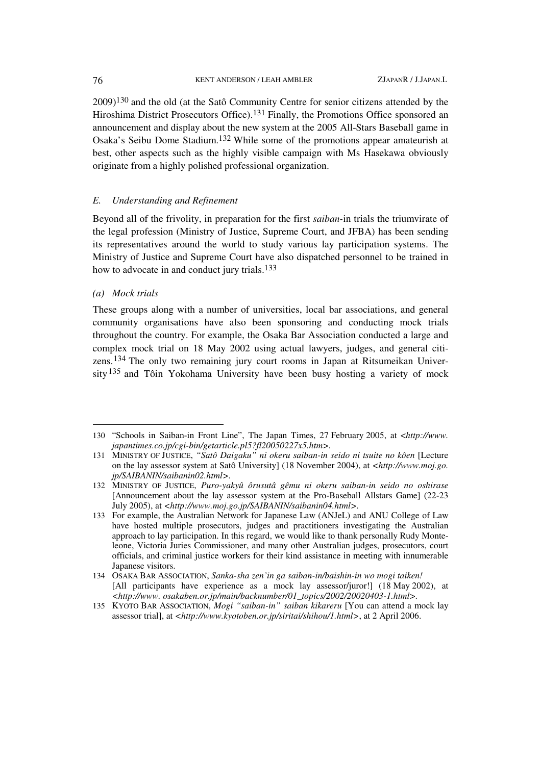2009)[130] and the old (at the Satô Community Centre for senior citizens attended by the Hiroshima District Prosecutors Office).[131] Finally, the Promotions Office sponsored an announcement and display about the new system at the 2005 All-Stars Baseball game in Osaka's Seibu Dome Stadium.[132] While some of the promotions appear amateurish at best, other aspects such as the highly visible campaign with Ms Hasekawa obviously originate from a highly polished professional organization.

### *E. Understanding and Refinement*

Beyond all of the frivolity, in preparation for the first *saiban*-in trials the triumvirate of the legal profession (Ministry of Justice, Supreme Court, and JFBA) has been sending its representatives around the world to study various lay participation systems. The Ministry of Justice and Supreme Court have also dispatched personnel to be trained in how to advocate in and conduct jury trials.[133]

#### *(a) Mock trials*

These groups along with a number of universities, local bar associations, and general community organisations have also been sponsoring and conducting mock trials throughout the country. For example, the Osaka Bar Association conducted a large and complex mock trial on 18 May 2002 using actual lawyers, judges, and general citizens.[134] The only two remaining jury court rooms in Japan at Ritsumeikan University[135] and Tôin Yokohama University have been busy hosting a variety of mock

---

130 "Schools in Saiban-in Front Line", The Japan Times, 27 February 2005, at <*http://www.japantimes.co.jp/cgi-bin/getarticle.pl5?fl20050227x5.htm*>.

131 MINISTRY OF JUSTICE, *"Satô Daigaku" ni okeru saiban-in seido ni tsuite no kôen* [Lecture on the lay assessor system at Satô University] (18 November 2004), at <*http://www.moj.go.jp/SAIBANIN/saibanin02.html*>.

132 MINISTRY OF JUSTICE, *Puro-yakyû ôrusutâ gêmu ni okeru saiban-in seido no oshirase* [Announcement about the lay assessor system at the Pro-Baseball Allstars Game] (22-23 July 2005), at <*http://www.moj.go.jp/SAIBANIN/saibanin04.html*>.

133 For example, the Australian Network for Japanese Law (ANJeL) and ANU College of Law have hosted multiple prosecutors, judges and practitioners investigating the Australian approach to lay participation. In this regard, we would like to thank personally Rudy Monteleone, Victoria Juries Commissioner, and many other Australian judges, prosecutors, court officials, and criminal justice workers for their kind assistance in meeting with innumerable Japanese visitors.

134 OSAKA BAR ASSOCIATION, *Sanka-sha zen'in ga saiban-in/baishin-in wo mogi taiken!* [All participants have experience as a mock lay assessor/juror!] (18 May 2002), at <*http://www. osakaben.or.jp/main/backnumber/01_topics/2002/20020403-1.html*>.

135 KYOTO BAR ASSOCIATION, *Mogi "saiban-in" saiban kikareru* [You can attend a mock lay assessor trial], at <*http://www.kyotoben.or.jp/siritai/shihou/1.html*>, at 2 April 2006.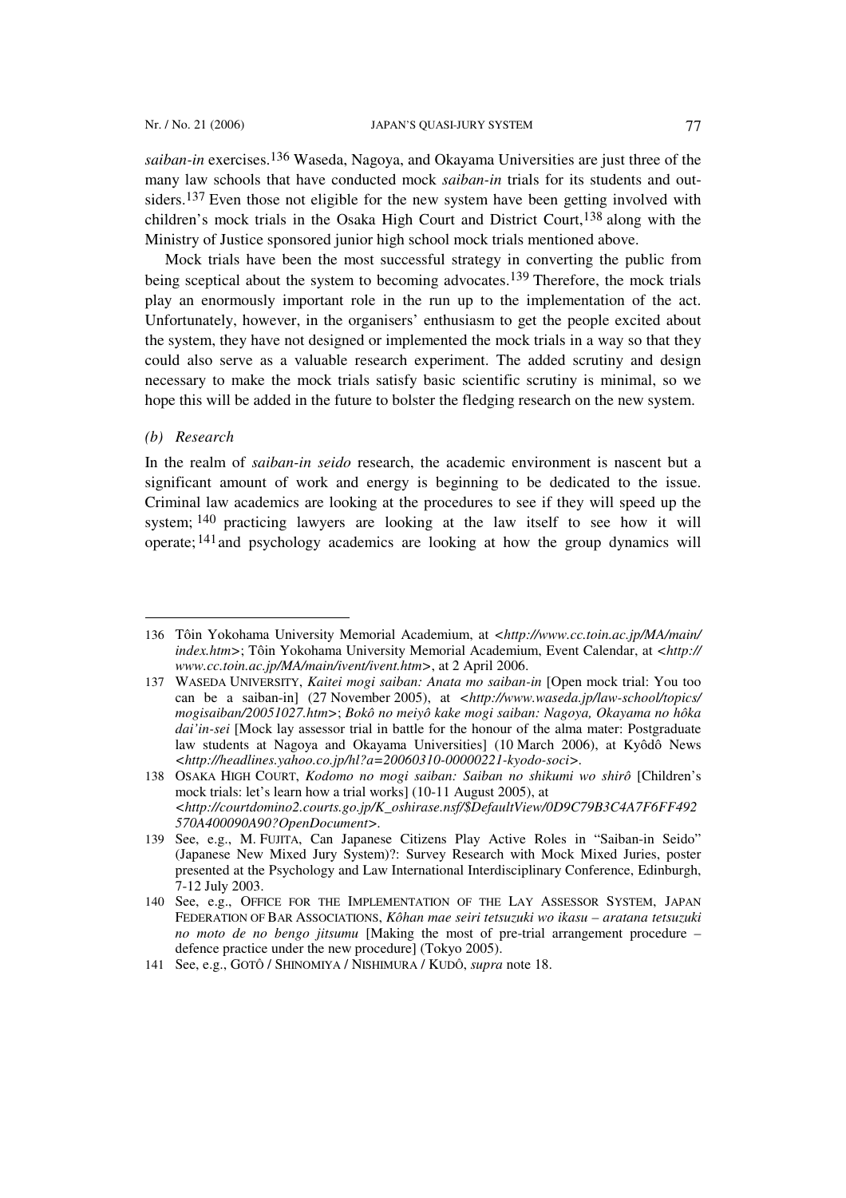*saiban-in* exercises.[136] Waseda, Nagoya, and Okayama Universities are just three of the many law schools that have conducted mock *saiban-in* trials for its students and outsiders.[137] Even those not eligible for the new system have been getting involved with children's mock trials in the Osaka High Court and District Court,[138] along with the Ministry of Justice sponsored junior high school mock trials mentioned above.

Mock trials have been the most successful strategy in converting the public from being sceptical about the system to becoming advocates.[139] Therefore, the mock trials play an enormously important role in the run up to the implementation of the act. Unfortunately, however, in the organisers' enthusiasm to get the people excited about the system, they have not designed or implemented the mock trials in a way so that they could also serve as a valuable research experiment. The added scrutiny and design necessary to make the mock trials satisfy basic scientific scrutiny is minimal, so we hope this will be added in the future to bolster the fledging research on the new system.

*(b) Research*

In the realm of *saiban-in seido* research, the academic environment is nascent but a significant amount of work and energy is beginning to be dedicated to the issue. Criminal law academics are looking at the procedures to see if they will speed up the system; [140] practicing lawyers are looking at the law itself to see how it will operate; [141] and psychology academics are looking at how the group dynamics will

---

136 Tôin Yokohama University Memorial Academium, at <*http://www.cc.toin.ac.jp/MA/main/index.htm*>; Tôin Yokohama University Memorial Academium, Event Calendar, at <*http://www.cc.toin.ac.jp/MA/main/ivent/ivent.htm*>, at 2 April 2006.

137 WASEDA UNIVERSITY, *Kaitei mogi saiban: Anata mo saiban-in* [Open mock trial: You too can be a saiban-in] (27 November 2005), at <*http://www.waseda.jp/law-school/topics/mogisaiban/20051027.htm*>; *Bokô no meiyô kake mogi saiban: Nagoya, Okayama no hôka dai'in-sei* [Mock lay assessor trial in battle for the honour of the alma mater: Postgraduate law students at Nagoya and Okayama Universities] (10 March 2006), at Kyôdô News <*http://headlines.yahoo.co.jp/hl?a=20060310-00000221-kyodo-soci*>.

138 OSAKA HIGH COURT, *Kodomo no mogi saiban: Saiban no shikumi wo shirô* [Children's mock trials: let's learn how a trial works] (10-11 August 2005), at <*http://courtdomino2.courts.go.jp/K_oshirase.nsf/$DefaultView/0D9C79B3C4A7F6FF492570A400090A90?OpenDocument*>.

139 See, e.g., M. FUJITA, Can Japanese Citizens Play Active Roles in "Saiban-in Seido" (Japanese New Mixed Jury System)?: Survey Research with Mock Mixed Juries, poster presented at the Psychology and Law International Interdisciplinary Conference, Edinburgh, 7-12 July 2003.

140 See, e.g., OFFICE FOR THE IMPLEMENTATION OF THE LAY ASSESSOR SYSTEM, JAPAN FEDERATION OF BAR ASSOCIATIONS, *Kôhan mae seiri tetsuzuki wo ikasu – aratana tetsuzuki no moto de no bengo jitsumu* [Making the most of pre-trial arrangement procedure – defence practice under the new procedure] (Tokyo 2005).

141 See, e.g., GOTÔ / SHINOMIYA / NISHIMURA / KUDÔ, *supra* note 18.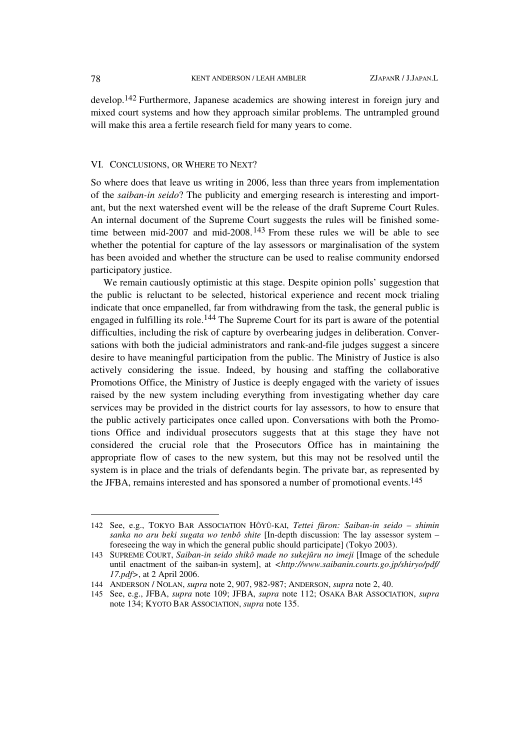develop.[142] Furthermore, Japanese academics are showing interest in foreign jury and mixed court systems and how they approach similar problems. The untrampled ground will make this area a fertile research field for many years to come.

## VI. CONCLUSIONS, OR WHERE TO NEXT?

So where does that leave us writing in 2006, less than three years from implementation of the *saiban-in seido*? The publicity and emerging research is interesting and important, but the next watershed event will be the release of the draft Supreme Court Rules. An internal document of the Supreme Court suggests the rules will be finished sometime between mid-2007 and mid-2008.[143] From these rules we will be able to see whether the potential for capture of the lay assessors or marginalisation of the system has been avoided and whether the structure can be used to realise community endorsed participatory justice.

We remain cautiously optimistic at this stage. Despite opinion polls' suggestion that the public is reluctant to be selected, historical experience and recent mock trialing indicate that once empanelled, far from withdrawing from the task, the general public is engaged in fulfilling its role.[144] The Supreme Court for its part is aware of the potential difficulties, including the risk of capture by overbearing judges in deliberation. Conversations with both the judicial administrators and rank-and-file judges suggest a sincere desire to have meaningful participation from the public. The Ministry of Justice is also actively considering the issue. Indeed, by housing and staffing the collaborative Promotions Office, the Ministry of Justice is deeply engaged with the variety of issues raised by the new system including everything from investigating whether day care services may be provided in the district courts for lay assessors, to how to ensure that the public actively participates once called upon. Conversations with both the Promotions Office and individual prosecutors suggests that at this stage they have not considered the crucial role that the Prosecutors Office has in maintaining the appropriate flow of cases to the new system, but this may not be resolved until the system is in place and the trials of defendants begin. The private bar, as represented by the JFBA, remains interested and has sponsored a number of promotional events.[145]

---

142 See, e.g., TOKYO BAR ASSOCIATION HÔYÛ-KAI, *Tettei fûron: Saiban-in seido – shimin sanka no aru beki sugata wo tenbô shite* [In-depth discussion: The lay assessor system – foreseeing the way in which the general public should participate] (Tokyo 2003).

143 SUPREME COURT, *Saiban-in seido shikô made no sukejûru no imeji* [Image of the schedule until enactment of the saiban-in system], at <*http://www.saibanin.courts.go.jp/shiryo/pdf/17.pdf*>, at 2 April 2006.

144 ANDERSON / NOLAN, *supra* note 2, 907, 982-987; ANDERSON, *supra* note 2, 40.

145 See, e.g., JFBA, *supra* note 109; JFBA, *supra* note 112; OSAKA BAR ASSOCIATION, *supra* note 134; KYOTO BAR ASSOCIATION, *supra* note 135.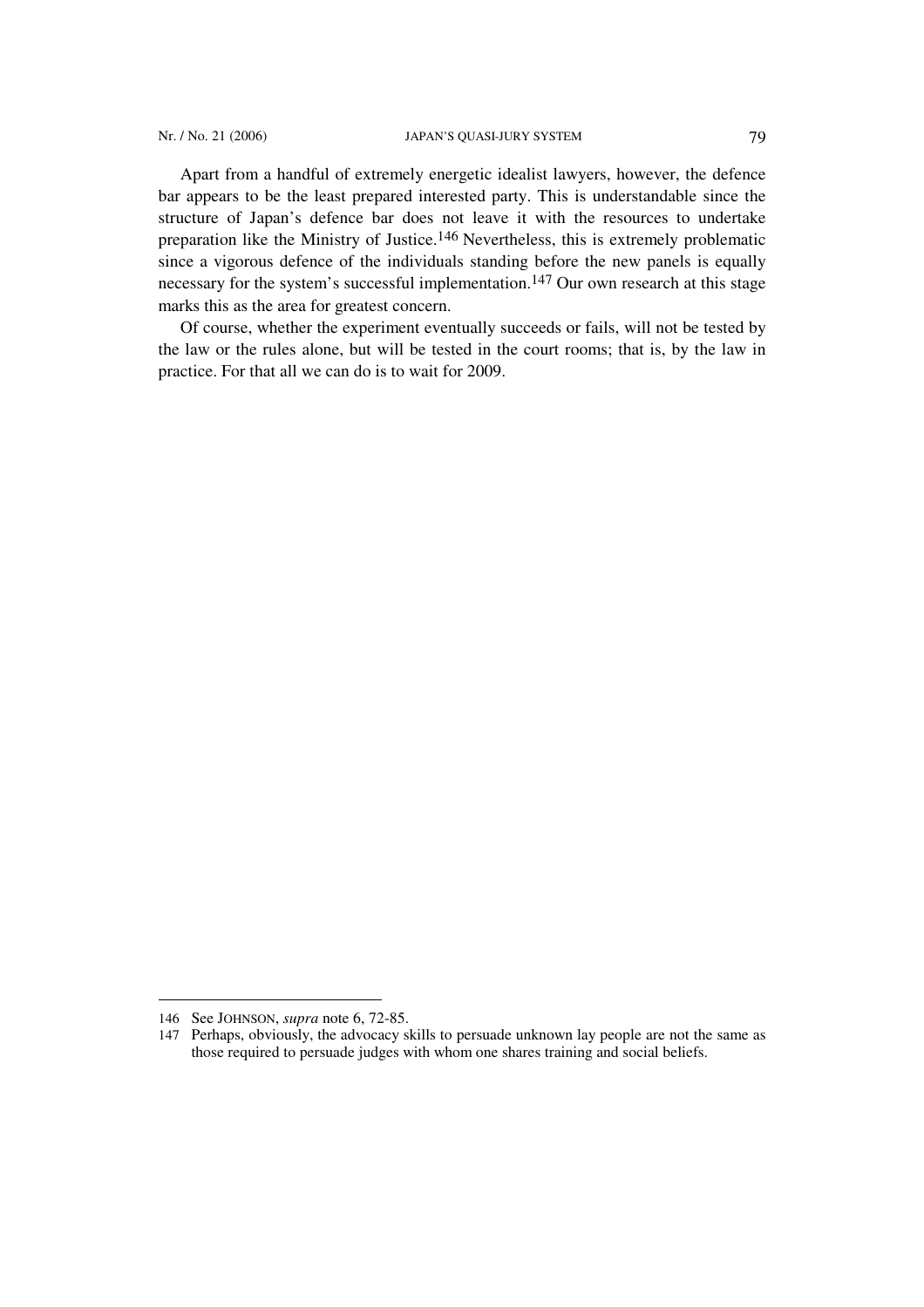Apart from a handful of extremely energetic idealist lawyers, however, the defence bar appears to be the least prepared interested party. This is understandable since the structure of Japan's defence bar does not leave it with the resources to undertake preparation like the Ministry of Justice.[146] Nevertheless, this is extremely problematic since a vigorous defence of the individuals standing before the new panels is equally necessary for the system's successful implementation.[147] Our own research at this stage marks this as the area for greatest concern.

Of course, whether the experiment eventually succeeds or fails, will not be tested by the law or the rules alone, but will be tested in the court rooms; that is, by the law in practice. For that all we can do is to wait for 2009.

---

146 See JOHNSON, *supra* note 6, 72-85.

147 Perhaps, obviously, the advocacy skills to persuade unknown lay people are not the same as those required to persuade judges with whom one shares training and social beliefs.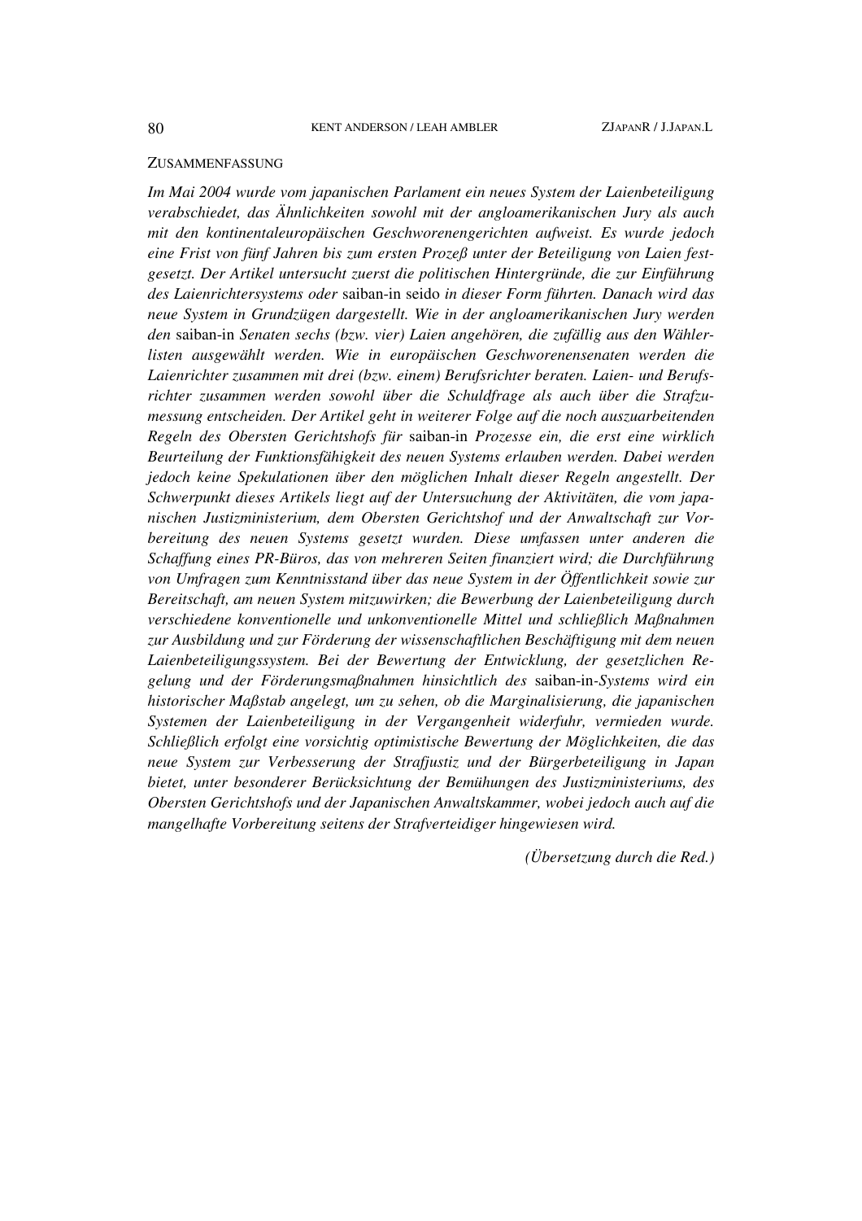## ZUSAMMENFASSUNG

*Im Mai 2004 wurde vom japanischen Parlament ein neues System der Laienbeteiligung verabschiedet, das Ähnlichkeiten sowohl mit der angloamerikanischen Jury als auch mit den kontinentaleuropäischen Geschworenengerichten aufweist. Es wurde jedoch eine Frist von fünf Jahren bis zum ersten Prozeß unter der Beteiligung von Laien festgesetzt. Der Artikel untersucht zuerst die politischen Hintergründe, die zur Einführung des Laienrichtersystems oder* saiban-in seido *in dieser Form führten. Danach wird das neue System in Grundzügen dargestellt. Wie in der angloamerikanischen Jury werden den* saiban-in *Senaten sechs (bzw. vier) Laien angehören, die zufällig aus den Wählerlisten ausgewählt werden. Wie in europäischen Geschworenensenaten werden die Laienrichter zusammen mit drei (bzw. einem) Berufsrichter beraten. Laien- und Berufsrichter zusammen werden sowohl über die Schuldfrage als auch über die Strafzumessung entscheiden. Der Artikel geht in weiterer Folge auf die noch auszuarbeitenden Regeln des Obersten Gerichtshofs für* saiban-in *Prozesse ein, die erst eine wirklich Beurteilung der Funktionsfähigkeit des neuen Systems erlauben werden. Dabei werden jedoch keine Spekulationen über den möglichen Inhalt dieser Regeln angestellt. Der Schwerpunkt dieses Artikels liegt auf der Untersuchung der Aktivitäten, die vom japanischen Justizministerium, dem Obersten Gerichtshof und der Anwaltschaft zur Vorbereitung des neuen Systems gesetzt wurden. Diese umfassen unter anderen die Schaffung eines PR-Büros, das von mehreren Seiten finanziert wird; die Durchführung von Umfragen zum Kenntnisstand über das neue System in der Öffentlichkeit sowie zur Bereitschaft, am neuen System mitzuwirken; die Bewerbung der Laienbeteiligung durch verschiedene konventionelle und unkonventionelle Mittel und schließlich Maßnahmen zur Ausbildung und zur Förderung der wissenschaftlichen Beschäftigung mit dem neuen Laienbeteiligungssystem. Bei der Bewertung der Entwicklung, der gesetzlichen Regelung und der Förderungsmaßnahmen hinsichtlich des* saiban-in*-Systems wird ein historischer Maßstab angelegt, um zu sehen, ob die Marginalisierung, die japanischen Systemen der Laienbeteiligung in der Vergangenheit widerfuhr, vermieden wurde. Schließlich erfolgt eine vorsichtig optimistische Bewertung der Möglichkeiten, die das neue System zur Verbesserung der Strafjustiz und der Bürgerbeteiligung in Japan bietet, unter besonderer Berücksichtigung der Bemühungen des Justizministeriums, des Obersten Gerichtshofs und der Japanischen Anwaltskammer, wobei jedoch auch auf die mangelhafte Vorbereitung seitens der Strafverteidiger hingewiesen wird.*

*(Übersetzung durch die Red.)*